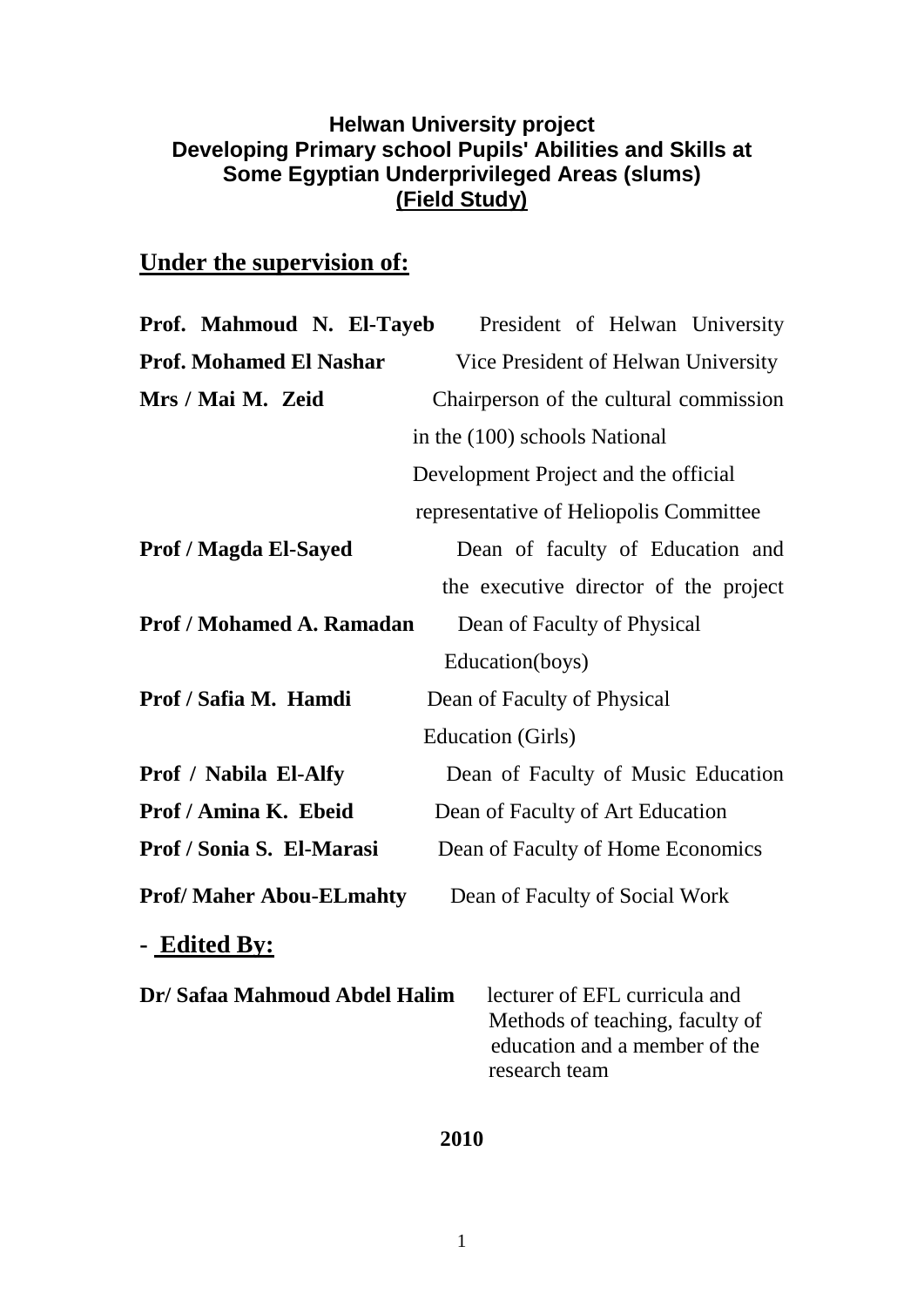**Helwan University project**
**Developing Primary school Pupils' Abilities and Skills at Some Egyptian Underprivileged Areas (slums)**
**(Field Study)**

## Under the supervision of:

**Prof. Mahmoud N. El-Tayeb** President of Helwan University

**Prof. Mohamed El Nashar** Vice President of Helwan University

**Mrs / Mai M. Zeid** Chairperson of the cultural commission in the (100) schools National Development Project and the official representative of Heliopolis Committee

**Prof / Magda El-Sayed** Dean of faculty of Education and the executive director of the project

**Prof / Mohamed A. Ramadan** Dean of Faculty of Physical Education(boys)

**Prof / Safia M. Hamdi** Dean of Faculty of Physical Education (Girls)

**Prof / Nabila El-Alfy** Dean of Faculty of Music Education

**Prof / Amina K. Ebeid** Dean of Faculty of Art Education

**Prof / Sonia S. El-Marasi** Dean of Faculty of Home Economics

**Prof/ Maher Abou-ELmahty** Dean of Faculty of Social Work

## - Edited By:

**Dr/ Safaa Mahmoud Abdel Halim** lecturer of EFL curricula and Methods of teaching, faculty of education and a member of the research team

**2010**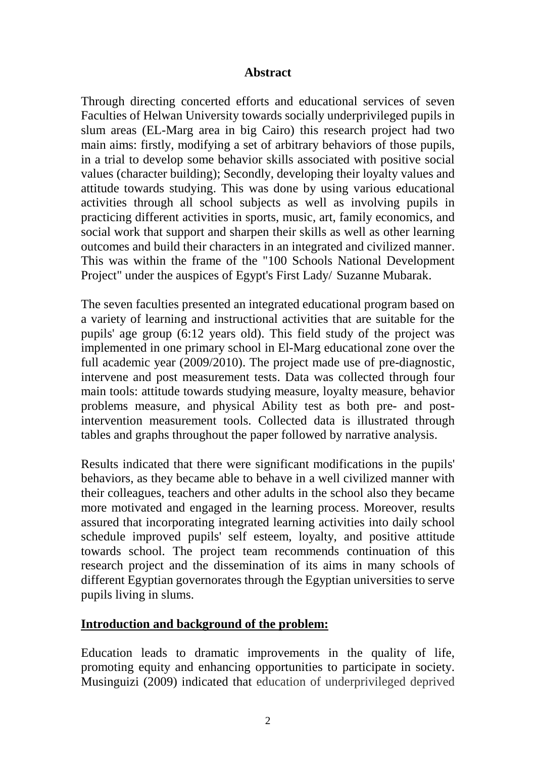## Abstract

Through directing concerted efforts and educational services of seven Faculties of Helwan University towards socially underprivileged pupils in slum areas (EL-Marg area in big Cairo) this research project had two main aims: firstly, modifying a set of arbitrary behaviors of those pupils, in a trial to develop some behavior skills associated with positive social values (character building); Secondly, developing their loyalty values and attitude towards studying. This was done by using various educational activities through all school subjects as well as involving pupils in practicing different activities in sports, music, art, family economics, and social work that support and sharpen their skills as well as other learning outcomes and build their characters in an integrated and civilized manner. This was within the frame of the "100 Schools National Development Project" under the auspices of Egypt's First Lady/ Suzanne Mubarak.

The seven faculties presented an integrated educational program based on a variety of learning and instructional activities that are suitable for the pupils' age group (6:12 years old). This field study of the project was implemented in one primary school in El-Marg educational zone over the full academic year (2009/2010). The project made use of pre-diagnostic, intervene and post measurement tests. Data was collected through four main tools: attitude towards studying measure, loyalty measure, behavior problems measure, and physical Ability test as both pre- and post-intervention measurement tools. Collected data is illustrated through tables and graphs throughout the paper followed by narrative analysis.

Results indicated that there were significant modifications in the pupils' behaviors, as they became able to behave in a well civilized manner with their colleagues, teachers and other adults in the school also they became more motivated and engaged in the learning process. Moreover, results assured that incorporating integrated learning activities into daily school schedule improved pupils' self esteem, loyalty, and positive attitude towards school. The project team recommends continuation of this research project and the dissemination of its aims in many schools of different Egyptian governorates through the Egyptian universities to serve pupils living in slums.

## Introduction and background of the problem:

Education leads to dramatic improvements in the quality of life, promoting equity and enhancing opportunities to participate in society. Musinguizi (2009) indicated that education of underprivileged deprived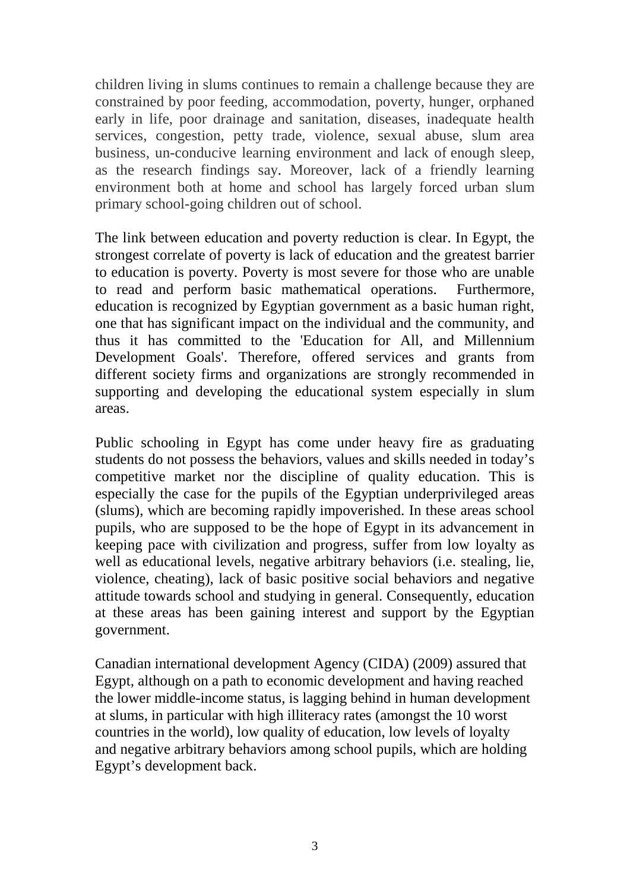children living in slums continues to remain a challenge because they are constrained by poor feeding, accommodation, poverty, hunger, orphaned early in life, poor drainage and sanitation, diseases, inadequate health services, congestion, petty trade, violence, sexual abuse, slum area business, un-conducive learning environment and lack of enough sleep, as the research findings say. Moreover, lack of a friendly learning environment both at home and school has largely forced urban slum primary school-going children out of school.

The link between education and poverty reduction is clear. In Egypt, the strongest correlate of poverty is lack of education and the greatest barrier to education is poverty. Poverty is most severe for those who are unable to read and perform basic mathematical operations. Furthermore, education is recognized by Egyptian government as a basic human right, one that has significant impact on the individual and the community, and thus it has committed to the 'Education for All, and Millennium Development Goals'. Therefore, offered services and grants from different society firms and organizations are strongly recommended in supporting and developing the educational system especially in slum areas.

Public schooling in Egypt has come under heavy fire as graduating students do not possess the behaviors, values and skills needed in today's competitive market nor the discipline of quality education. This is especially the case for the pupils of the Egyptian underprivileged areas (slums), which are becoming rapidly impoverished. In these areas school pupils, who are supposed to be the hope of Egypt in its advancement in keeping pace with civilization and progress, suffer from low loyalty as well as educational levels, negative arbitrary behaviors (i.e. stealing, lie, violence, cheating), lack of basic positive social behaviors and negative attitude towards school and studying in general. Consequently, education at these areas has been gaining interest and support by the Egyptian government.

Canadian international development Agency (CIDA) (2009) assured that Egypt, although on a path to economic development and having reached the lower middle-income status, is lagging behind in human development at slums, in particular with high illiteracy rates (amongst the 10 worst countries in the world), low quality of education, low levels of loyalty and negative arbitrary behaviors among school pupils, which are holding Egypt's development back.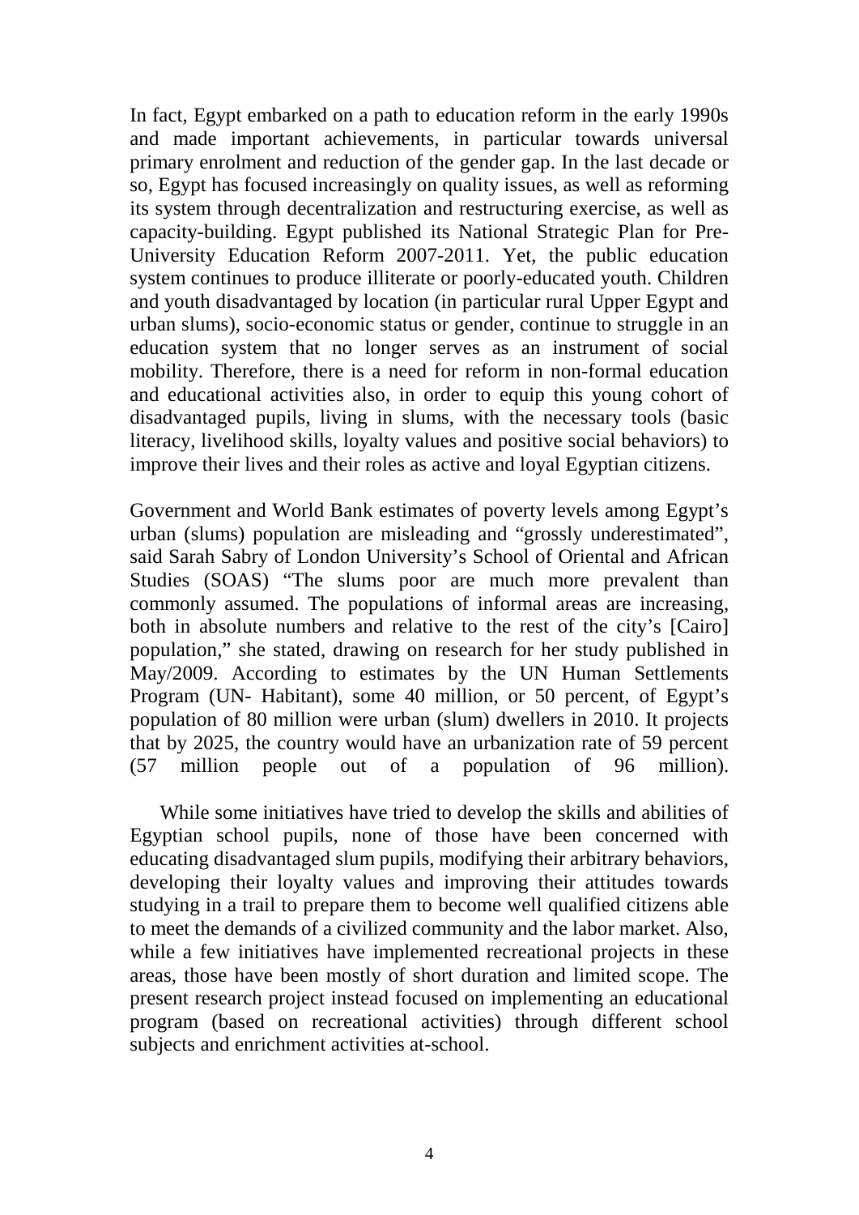In fact, Egypt embarked on a path to education reform in the early 1990s and made important achievements, in particular towards universal primary enrolment and reduction of the gender gap. In the last decade or so, Egypt has focused increasingly on quality issues, as well as reforming its system through decentralization and restructuring exercise, as well as capacity-building. Egypt published its National Strategic Plan for Pre-University Education Reform 2007-2011. Yet, the public education system continues to produce illiterate or poorly-educated youth. Children and youth disadvantaged by location (in particular rural Upper Egypt and urban slums), socio-economic status or gender, continue to struggle in an education system that no longer serves as an instrument of social mobility. Therefore, there is a need for reform in non-formal education and educational activities also, in order to equip this young cohort of disadvantaged pupils, living in slums, with the necessary tools (basic literacy, livelihood skills, loyalty values and positive social behaviors) to improve their lives and their roles as active and loyal Egyptian citizens.

Government and World Bank estimates of poverty levels among Egypt's urban (slums) population are misleading and "grossly underestimated", said Sarah Sabry of London University's School of Oriental and African Studies (SOAS) "The slums poor are much more prevalent than commonly assumed. The populations of informal areas are increasing, both in absolute numbers and relative to the rest of the city's [Cairo] population," she stated, drawing on research for her study published in May/2009. According to estimates by the UN Human Settlements Program (UN- Habitant), some 40 million, or 50 percent, of Egypt's population of 80 million were urban (slum) dwellers in 2010. It projects that by 2025, the country would have an urbanization rate of 59 percent (57 million people out of a population of 96 million).

While some initiatives have tried to develop the skills and abilities of Egyptian school pupils, none of those have been concerned with educating disadvantaged slum pupils, modifying their arbitrary behaviors, developing their loyalty values and improving their attitudes towards studying in a trail to prepare them to become well qualified citizens able to meet the demands of a civilized community and the labor market. Also, while a few initiatives have implemented recreational projects in these areas, those have been mostly of short duration and limited scope. The present research project instead focused on implementing an educational program (based on recreational activities) through different school subjects and enrichment activities at-school.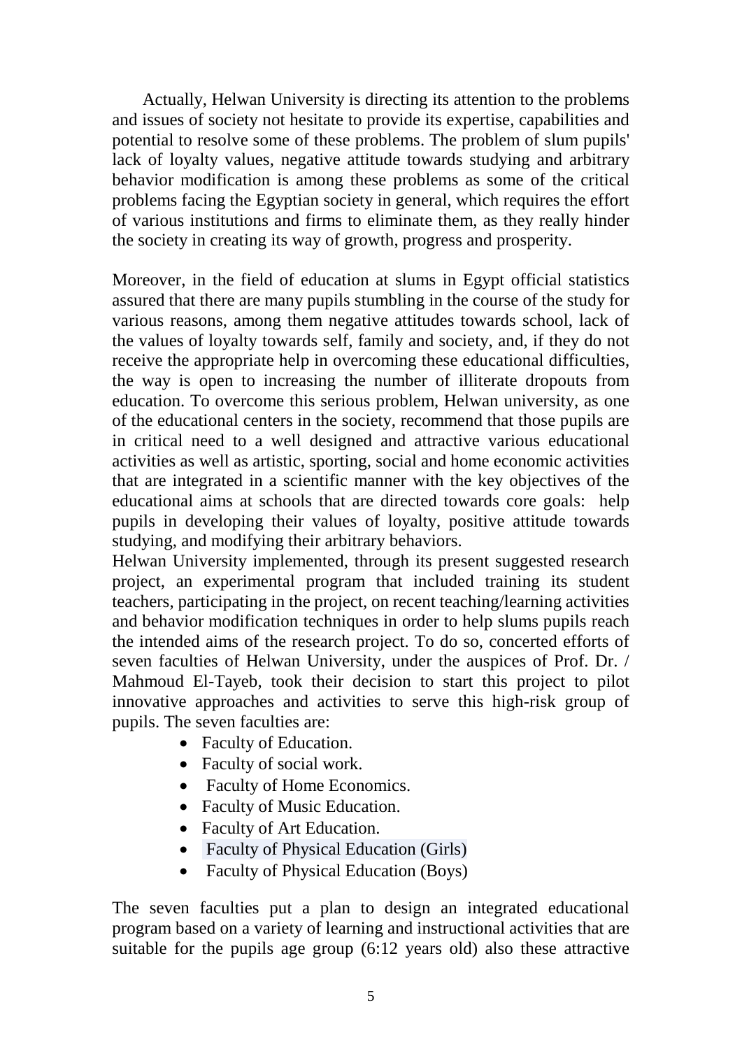Actually, Helwan University is directing its attention to the problems and issues of society not hesitate to provide its expertise, capabilities and potential to resolve some of these problems. The problem of slum pupils' lack of loyalty values, negative attitude towards studying and arbitrary behavior modification is among these problems as some of the critical problems facing the Egyptian society in general, which requires the effort of various institutions and firms to eliminate them, as they really hinder the society in creating its way of growth, progress and prosperity.

Moreover, in the field of education at slums in Egypt official statistics assured that there are many pupils stumbling in the course of the study for various reasons, among them negative attitudes towards school, lack of the values of loyalty towards self, family and society, and, if they do not receive the appropriate help in overcoming these educational difficulties, the way is open to increasing the number of illiterate dropouts from education. To overcome this serious problem, Helwan university, as one of the educational centers in the society, recommend that those pupils are in critical need to a well designed and attractive various educational activities as well as artistic, sporting, social and home economic activities that are integrated in a scientific manner with the key objectives of the educational aims at schools that are directed towards core goals: help pupils in developing their values of loyalty, positive attitude towards studying, and modifying their arbitrary behaviors.

Helwan University implemented, through its present suggested research project, an experimental program that included training its student teachers, participating in the project, on recent teaching/learning activities and behavior modification techniques in order to help slums pupils reach the intended aims of the research project. To do so, concerted efforts of seven faculties of Helwan University, under the auspices of Prof. Dr. / Mahmoud El-Tayeb, took their decision to start this project to pilot innovative approaches and activities to serve this high-risk group of pupils. The seven faculties are:

- Faculty of Education.
- Faculty of social work.
- Faculty of Home Economics.
- Faculty of Music Education.
- Faculty of Art Education.
- Faculty of Physical Education (Girls)
- Faculty of Physical Education (Boys)

The seven faculties put a plan to design an integrated educational program based on a variety of learning and instructional activities that are suitable for the pupils age group (6:12 years old) also these attractive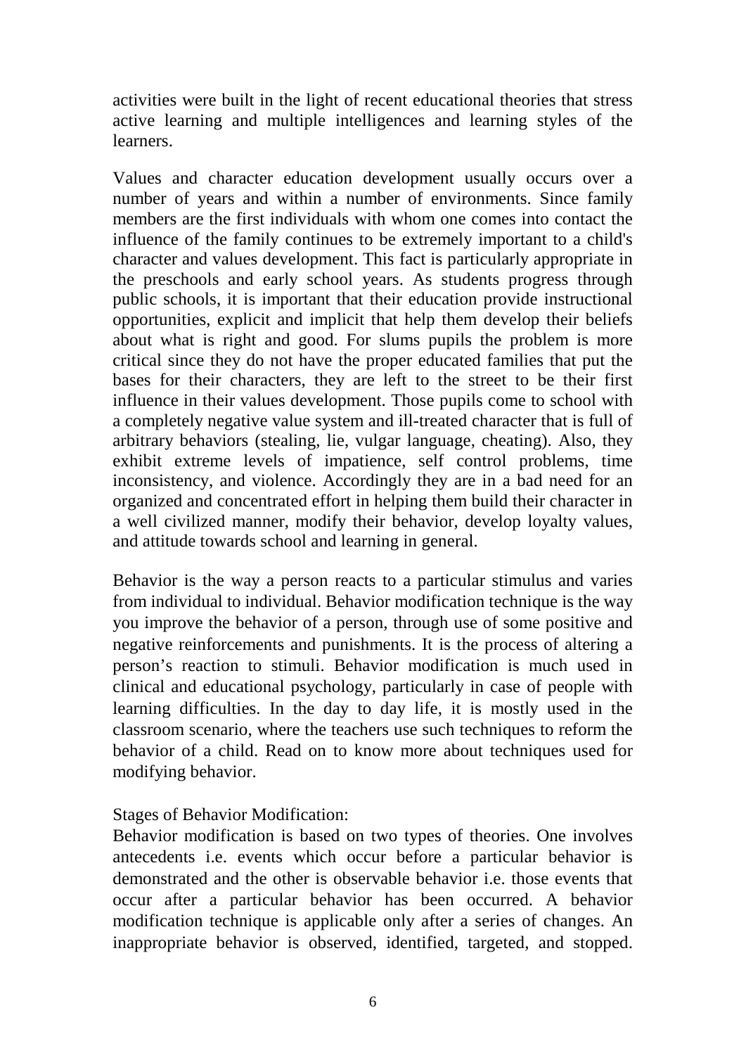activities were built in the light of recent educational theories that stress active learning and multiple intelligences and learning styles of the learners.

Values and character education development usually occurs over a number of years and within a number of environments. Since family members are the first individuals with whom one comes into contact the influence of the family continues to be extremely important to a child's character and values development. This fact is particularly appropriate in the preschools and early school years. As students progress through public schools, it is important that their education provide instructional opportunities, explicit and implicit that help them develop their beliefs about what is right and good. For slums pupils the problem is more critical since they do not have the proper educated families that put the bases for their characters, they are left to the street to be their first influence in their values development. Those pupils come to school with a completely negative value system and ill-treated character that is full of arbitrary behaviors (stealing, lie, vulgar language, cheating). Also, they exhibit extreme levels of impatience, self control problems, time inconsistency, and violence. Accordingly they are in a bad need for an organized and concentrated effort in helping them build their character in a well civilized manner, modify their behavior, develop loyalty values, and attitude towards school and learning in general.

Behavior is the way a person reacts to a particular stimulus and varies from individual to individual. Behavior modification technique is the way you improve the behavior of a person, through use of some positive and negative reinforcements and punishments. It is the process of altering a person's reaction to stimuli. Behavior modification is much used in clinical and educational psychology, particularly in case of people with learning difficulties. In the day to day life, it is mostly used in the classroom scenario, where the teachers use such techniques to reform the behavior of a child. Read on to know more about techniques used for modifying behavior.

Stages of Behavior Modification:

Behavior modification is based on two types of theories. One involves antecedents i.e. events which occur before a particular behavior is demonstrated and the other is observable behavior i.e. those events that occur after a particular behavior has been occurred. A behavior modification technique is applicable only after a series of changes. An inappropriate behavior is observed, identified, targeted, and stopped.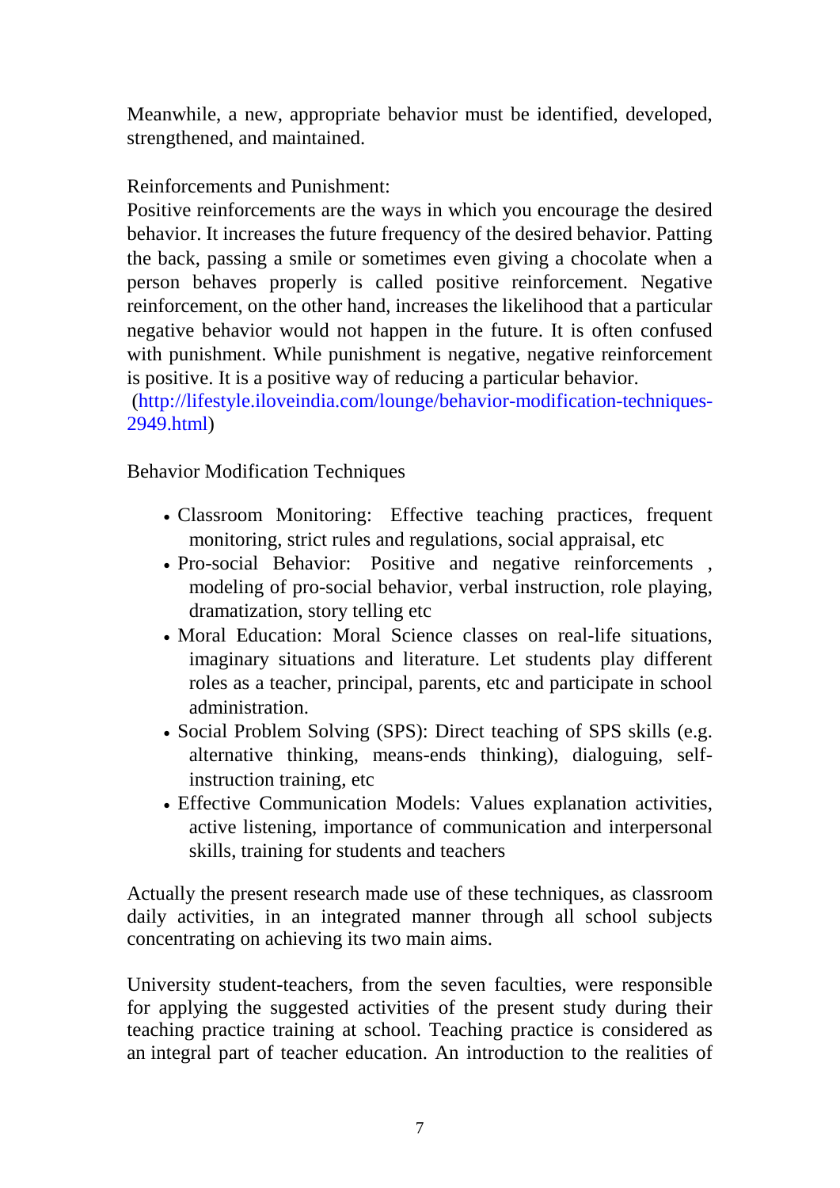Meanwhile, a new, appropriate behavior must be identified, developed, strengthened, and maintained.

Reinforcements and Punishment:
Positive reinforcements are the ways in which you encourage the desired behavior. It increases the future frequency of the desired behavior. Patting the back, passing a smile or sometimes even giving a chocolate when a person behaves properly is called positive reinforcement. Negative reinforcement, on the other hand, increases the likelihood that a particular negative behavior would not happen in the future. It is often confused with punishment. While punishment is negative, negative reinforcement is positive. It is a positive way of reducing a particular behavior.
(http://lifestyle.iloveindia.com/lounge/behavior-modification-techniques-2949.html)

Behavior Modification Techniques

- Classroom Monitoring: Effective teaching practices, frequent monitoring, strict rules and regulations, social appraisal, etc
- Pro-social Behavior: Positive and negative reinforcements , modeling of pro-social behavior, verbal instruction, role playing, dramatization, story telling etc
- Moral Education: Moral Science classes on real-life situations, imaginary situations and literature. Let students play different roles as a teacher, principal, parents, etc and participate in school administration.
- Social Problem Solving (SPS): Direct teaching of SPS skills (e.g. alternative thinking, means-ends thinking), dialoguing, self-instruction training, etc
- Effective Communication Models: Values explanation activities, active listening, importance of communication and interpersonal skills, training for students and teachers

Actually the present research made use of these techniques, as classroom daily activities, in an integrated manner through all school subjects concentrating on achieving its two main aims.

University student-teachers, from the seven faculties, were responsible for applying the suggested activities of the present study during their teaching practice training at school. Teaching practice is considered as an integral part of teacher education. An introduction to the realities of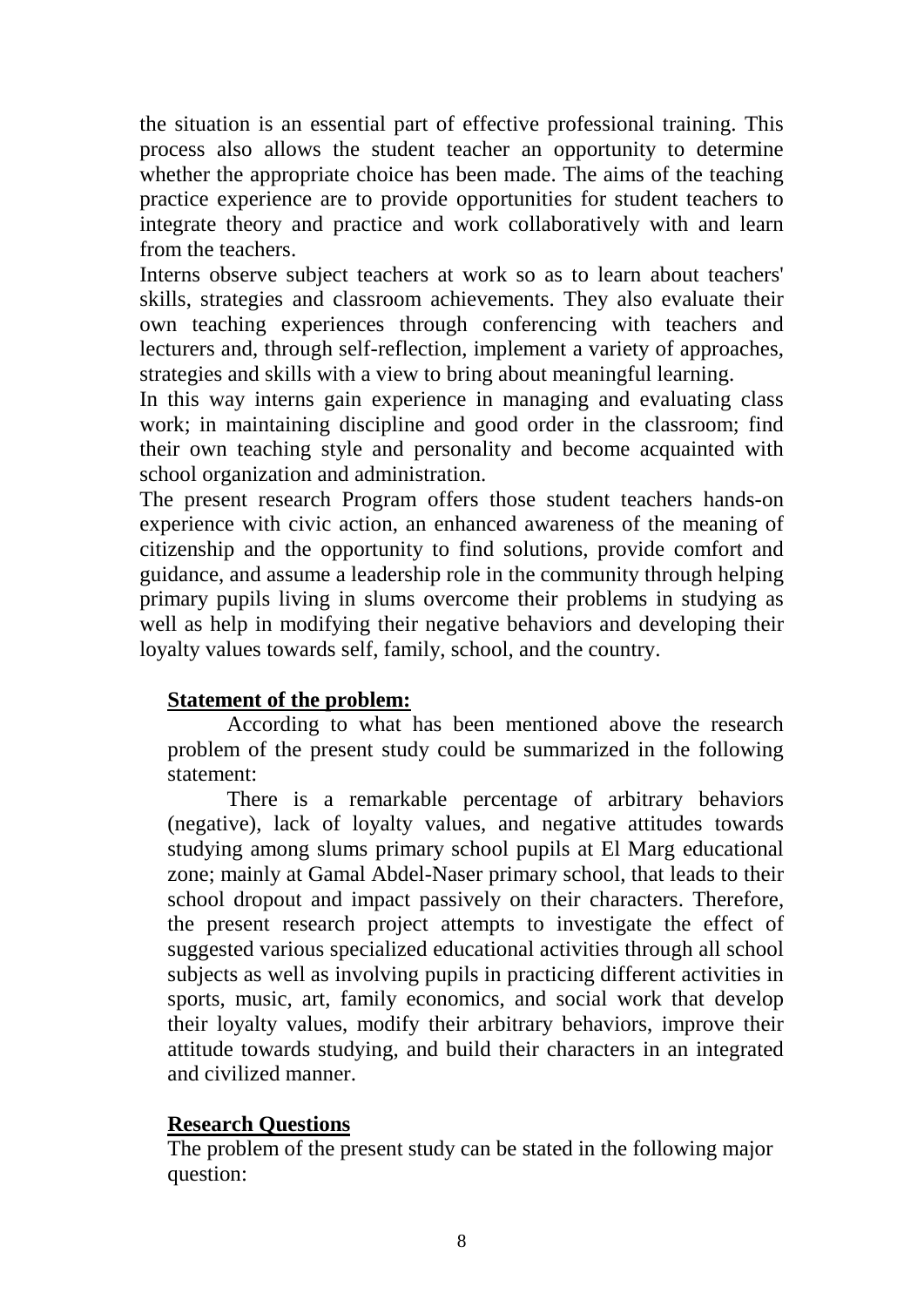the situation is an essential part of effective professional training. This process also allows the student teacher an opportunity to determine whether the appropriate choice has been made. The aims of the teaching practice experience are to provide opportunities for student teachers to integrate theory and practice and work collaboratively with and learn from the teachers.

Interns observe subject teachers at work so as to learn about teachers' skills, strategies and classroom achievements. They also evaluate their own teaching experiences through conferencing with teachers and lecturers and, through self-reflection, implement a variety of approaches, strategies and skills with a view to bring about meaningful learning.

In this way interns gain experience in managing and evaluating class work; in maintaining discipline and good order in the classroom; find their own teaching style and personality and become acquainted with school organization and administration.

The present research Program offers those student teachers hands-on experience with civic action, an enhanced awareness of the meaning of citizenship and the opportunity to find solutions, provide comfort and guidance, and assume a leadership role in the community through helping primary pupils living in slums overcome their problems in studying as well as help in modifying their negative behaviors and developing their loyalty values towards self, family, school, and the country.

## Statement of the problem:

According to what has been mentioned above the research problem of the present study could be summarized in the following statement:

There is a remarkable percentage of arbitrary behaviors (negative), lack of loyalty values, and negative attitudes towards studying among slums primary school pupils at El Marg educational zone; mainly at Gamal Abdel-Naser primary school, that leads to their school dropout and impact passively on their characters. Therefore, the present research project attempts to investigate the effect of suggested various specialized educational activities through all school subjects as well as involving pupils in practicing different activities in sports, music, art, family economics, and social work that develop their loyalty values, modify their arbitrary behaviors, improve their attitude towards studying, and build their characters in an integrated and civilized manner.

## Research Questions

The problem of the present study can be stated in the following major question: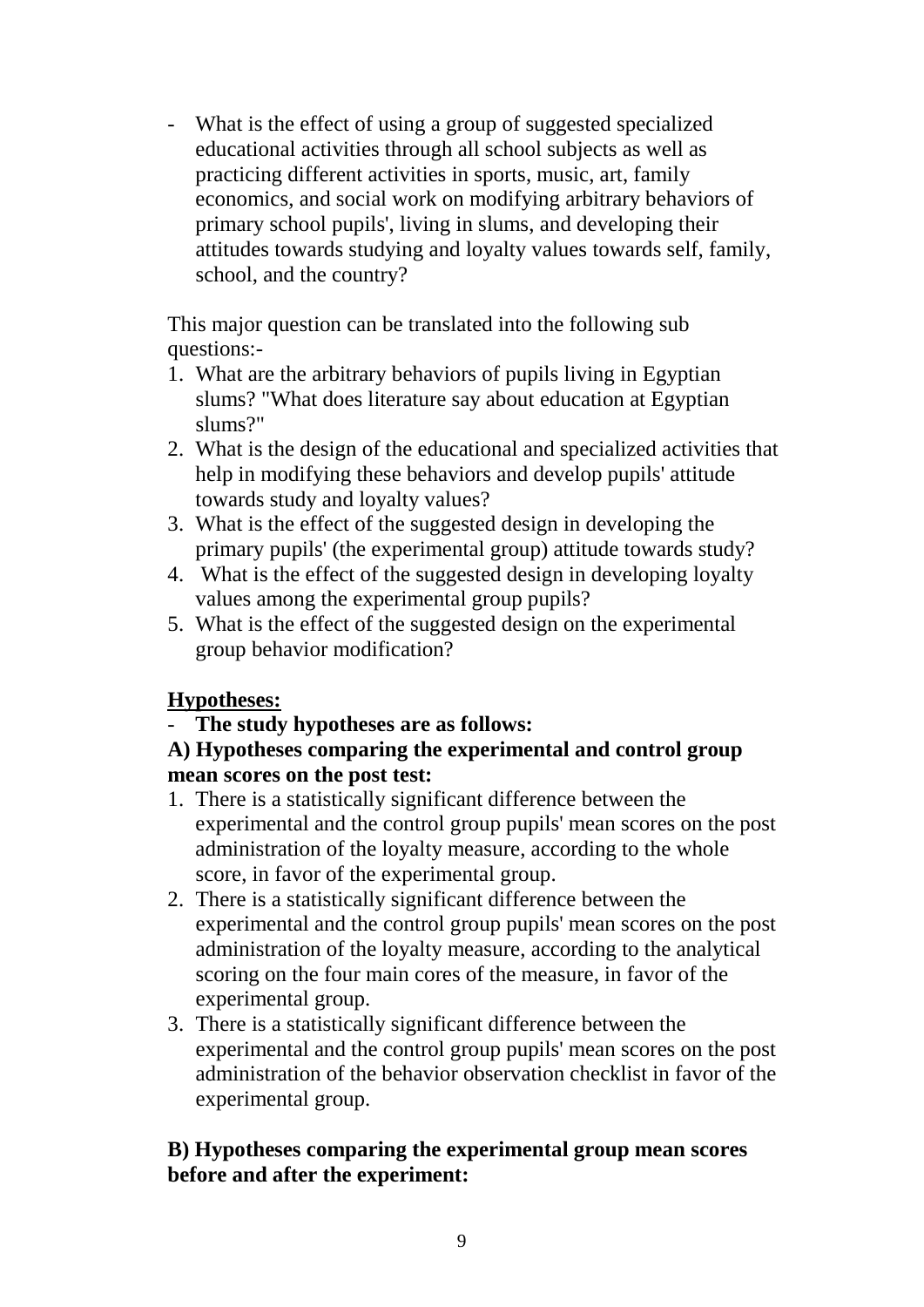- What is the effect of using a group of suggested specialized educational activities through all school subjects as well as practicing different activities in sports, music, art, family economics, and social work on modifying arbitrary behaviors of primary school pupils', living in slums, and developing their attitudes towards studying and loyalty values towards self, family, school, and the country?

This major question can be translated into the following sub questions:-

1. What are the arbitrary behaviors of pupils living in Egyptian slums? "What does literature say about education at Egyptian slums?"
2. What is the design of the educational and specialized activities that help in modifying these behaviors and develop pupils' attitude towards study and loyalty values?
3. What is the effect of the suggested design in developing the primary pupils' (the experimental group) attitude towards study?
4. What is the effect of the suggested design in developing loyalty values among the experimental group pupils?
5. What is the effect of the suggested design on the experimental group behavior modification?

**<u>Hypotheses:</u>**

- **The study hypotheses are as follows:**

**A) Hypotheses comparing the experimental and control group mean scores on the post test:**

1. There is a statistically significant difference between the experimental and the control group pupils' mean scores on the post administration of the loyalty measure, according to the whole score, in favor of the experimental group.
2. There is a statistically significant difference between the experimental and the control group pupils' mean scores on the post administration of the loyalty measure, according to the analytical scoring on the four main cores of the measure, in favor of the experimental group.
3. There is a statistically significant difference between the experimental and the control group pupils' mean scores on the post administration of the behavior observation checklist in favor of the experimental group.

**B) Hypotheses comparing the experimental group mean scores before and after the experiment:**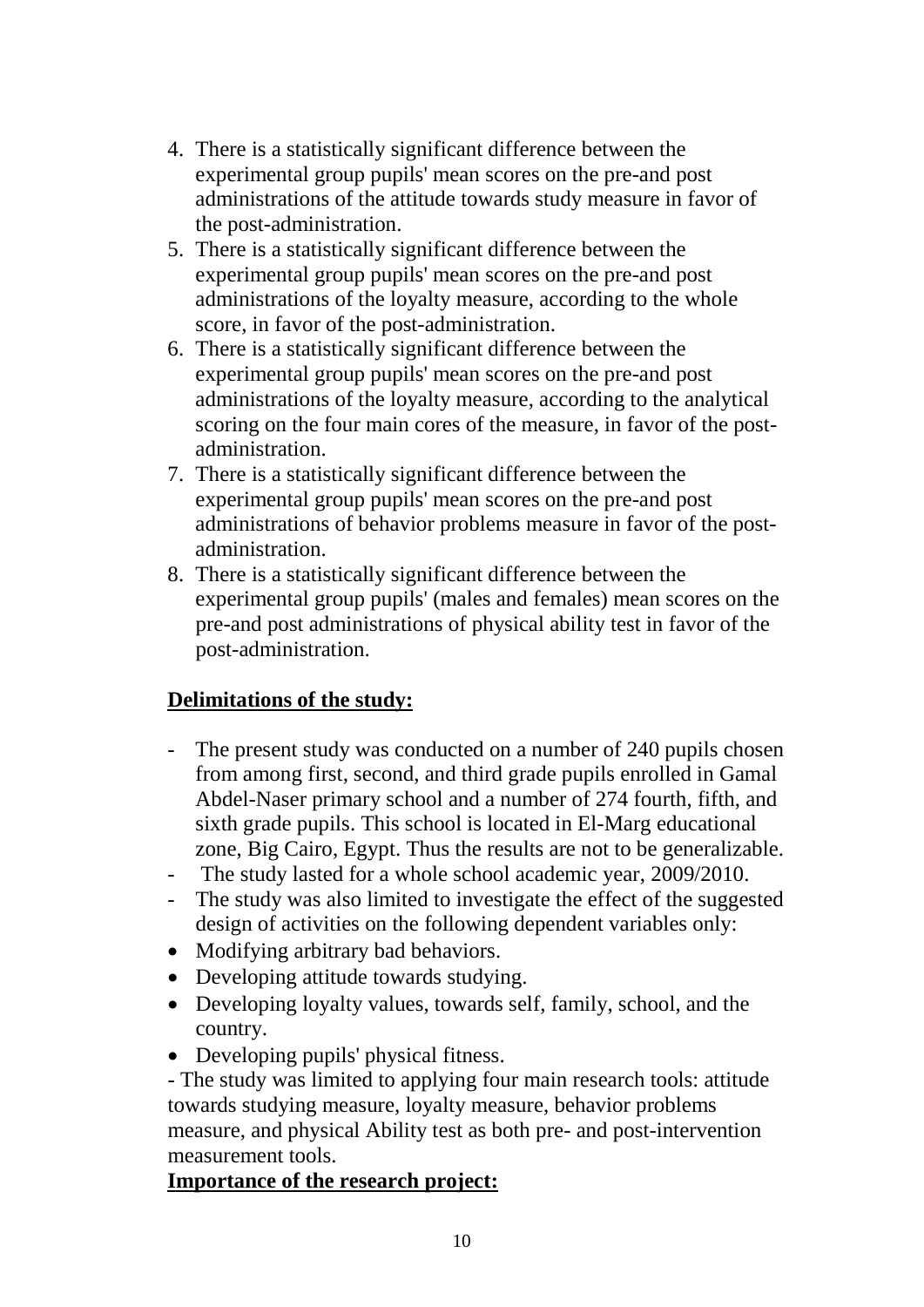4. There is a statistically significant difference between the experimental group pupils' mean scores on the pre-and post administrations of the attitude towards study measure in favor of the post-administration.
5. There is a statistically significant difference between the experimental group pupils' mean scores on the pre-and post administrations of the loyalty measure, according to the whole score, in favor of the post-administration.
6. There is a statistically significant difference between the experimental group pupils' mean scores on the pre-and post administrations of the loyalty measure, according to the analytical scoring on the four main cores of the measure, in favor of the post-administration.
7. There is a statistically significant difference between the experimental group pupils' mean scores on the pre-and post administrations of behavior problems measure in favor of the post-administration.
8. There is a statistically significant difference between the experimental group pupils' (males and females) mean scores on the pre-and post administrations of physical ability test in favor of the post-administration.

**Delimitations of the study:**

- The present study was conducted on a number of 240 pupils chosen from among first, second, and third grade pupils enrolled in Gamal Abdel-Naser primary school and a number of 274 fourth, fifth, and sixth grade pupils. This school is located in El-Marg educational zone, Big Cairo, Egypt. Thus the results are not to be generalizable.
- The study lasted for a whole school academic year, 2009/2010.
- The study was also limited to investigate the effect of the suggested design of activities on the following dependent variables only:

- Modifying arbitrary bad behaviors.
- Developing attitude towards studying.
- Developing loyalty values, towards self, family, school, and the country.
- Developing pupils' physical fitness.

- The study was limited to applying four main research tools: attitude towards studying measure, loyalty measure, behavior problems measure, and physical Ability test as both pre- and post-intervention measurement tools.

**Importance of the research project:**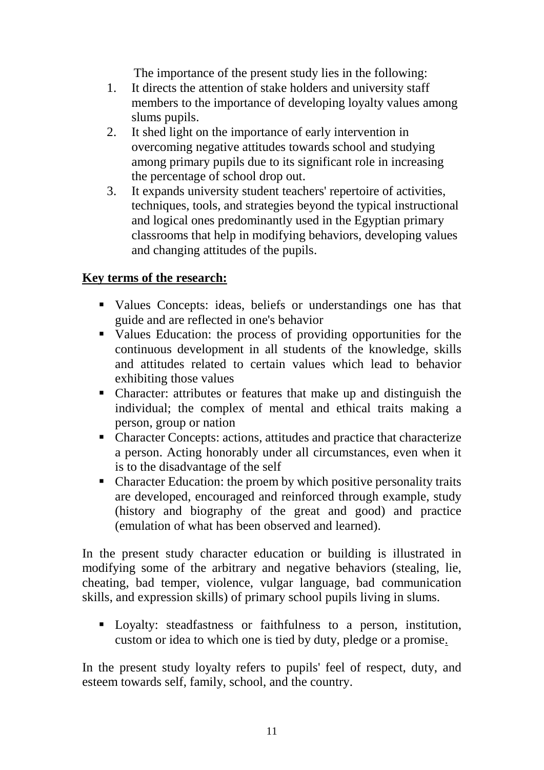The importance of the present study lies in the following:

1. It directs the attention of stake holders and university staff members to the importance of developing loyalty values among slums pupils.
2. It shed light on the importance of early intervention in overcoming negative attitudes towards school and studying among primary pupils due to its significant role in increasing the percentage of school drop out.
3. It expands university student teachers' repertoire of activities, techniques, tools, and strategies beyond the typical instructional and logical ones predominantly used in the Egyptian primary classrooms that help in modifying behaviors, developing values and changing attitudes of the pupils.

**Key terms of the research:**

- Values Concepts: ideas, beliefs or understandings one has that guide and are reflected in one's behavior
- Values Education: the process of providing opportunities for the continuous development in all students of the knowledge, skills and attitudes related to certain values which lead to behavior exhibiting those values
- Character: attributes or features that make up and distinguish the individual; the complex of mental and ethical traits making a person, group or nation
- Character Concepts: actions, attitudes and practice that characterize a person. Acting honorably under all circumstances, even when it is to the disadvantage of the self
- Character Education: the proem by which positive personality traits are developed, encouraged and reinforced through example, study (history and biography of the great and good) and practice (emulation of what has been observed and learned).

In the present study character education or building is illustrated in modifying some of the arbitrary and negative behaviors (stealing, lie, cheating, bad temper, violence, vulgar language, bad communication skills, and expression skills) of primary school pupils living in slums.

- Loyalty: steadfastness or faithfulness to a person, institution, custom or idea to which one is tied by duty, pledge or a promise.

In the present study loyalty refers to pupils' feel of respect, duty, and esteem towards self, family, school, and the country.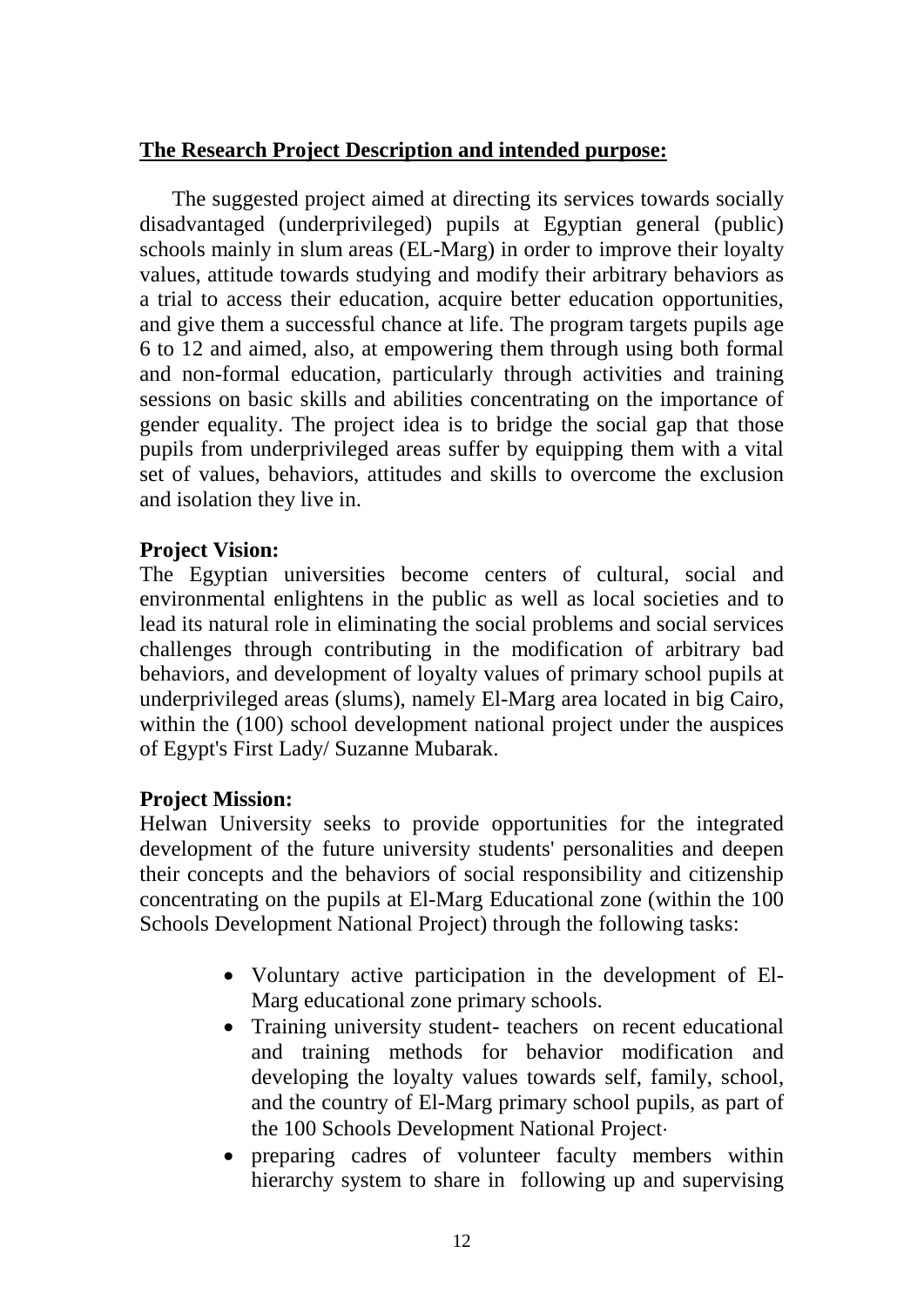**<u>The Research Project Description and intended purpose:</u>**

The suggested project aimed at directing its services towards socially disadvantaged (underprivileged) pupils at Egyptian general (public) schools mainly in slum areas (EL-Marg) in order to improve their loyalty values, attitude towards studying and modify their arbitrary behaviors as a trial to access their education, acquire better education opportunities, and give them a successful chance at life. The program targets pupils age 6 to 12 and aimed, also, at empowering them through using both formal and non-formal education, particularly through activities and training sessions on basic skills and abilities concentrating on the importance of gender equality. The project idea is to bridge the social gap that those pupils from underprivileged areas suffer by equipping them with a vital set of values, behaviors, attitudes and skills to overcome the exclusion and isolation they live in.

**Project Vision:**

The Egyptian universities become centers of cultural, social and environmental enlightens in the public as well as local societies and to lead its natural role in eliminating the social problems and social services challenges through contributing in the modification of arbitrary bad behaviors, and development of loyalty values of primary school pupils at underprivileged areas (slums), namely El-Marg area located in big Cairo, within the (100) school development national project under the auspices of Egypt's First Lady/ Suzanne Mubarak.

**Project Mission:**

Helwan University seeks to provide opportunities for the integrated development of the future university students' personalities and deepen their concepts and the behaviors of social responsibility and citizenship concentrating on the pupils at El-Marg Educational zone (within the 100 Schools Development National Project) through the following tasks:

- Voluntary active participation in the development of El-Marg educational zone primary schools.
- Training university student- teachers on recent educational and training methods for behavior modification and developing the loyalty values towards self, family, school, and the country of El-Marg primary school pupils, as part of the 100 Schools Development National Project·
- preparing cadres of volunteer faculty members within hierarchy system to share in following up and supervising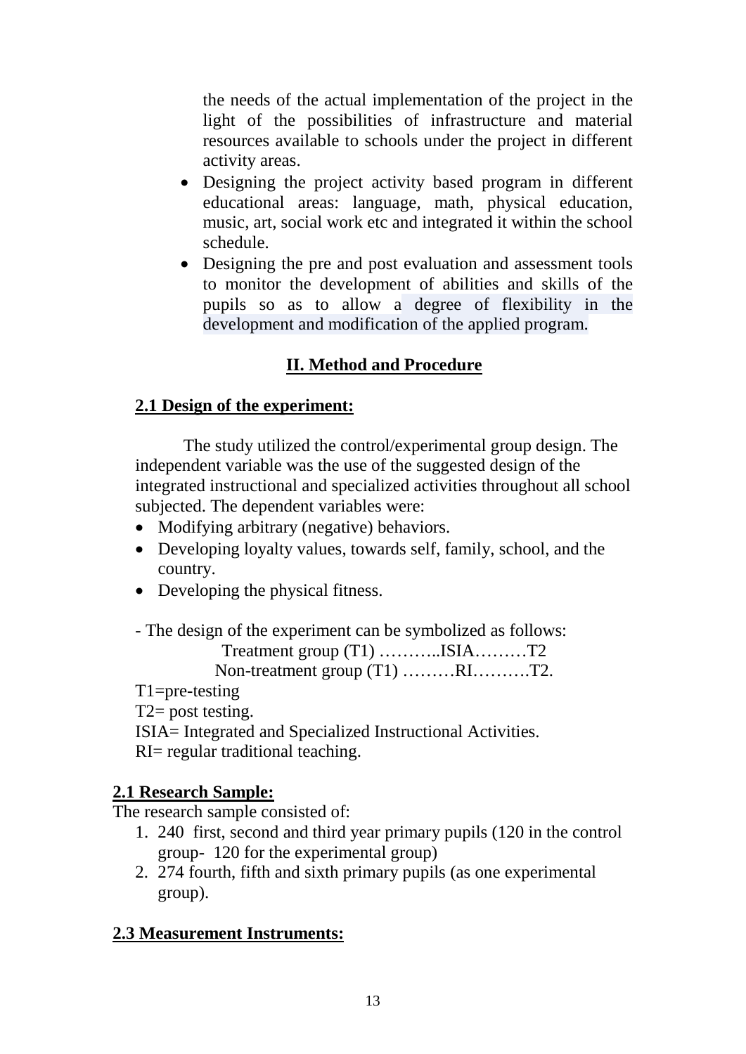the needs of the actual implementation of the project in the light of the possibilities of infrastructure and material resources available to schools under the project in different activity areas.

- Designing the project activity based program in different educational areas: language, math, physical education, music, art, social work etc and integrated it within the school schedule.
- Designing the pre and post evaluation and assessment tools to monitor the development of abilities and skills of the pupils so as to allow a degree of flexibility in the development and modification of the applied program.

## II. Method and Procedure

### 2.1 Design of the experiment:

The study utilized the control/experimental group design. The independent variable was the use of the suggested design of the integrated instructional and specialized activities throughout all school subjected. The dependent variables were:

- Modifying arbitrary (negative) behaviors.
- Developing loyalty values, towards self, family, school, and the country.
- Developing the physical fitness.

- The design of the experiment can be symbolized as follows:

Treatment group (T1) ………..ISIA………T2

Non-treatment group (T1) ………RI……….T2.

T1=pre-testing

T2= post testing.

ISIA= Integrated and Specialized Instructional Activities.

RI= regular traditional teaching.

### 2.1 Research Sample:

The research sample consisted of:

1. 240 first, second and third year primary pupils (120 in the control group- 120 for the experimental group)
2. 274 fourth, fifth and sixth primary pupils (as one experimental group).

### 2.3 Measurement Instruments: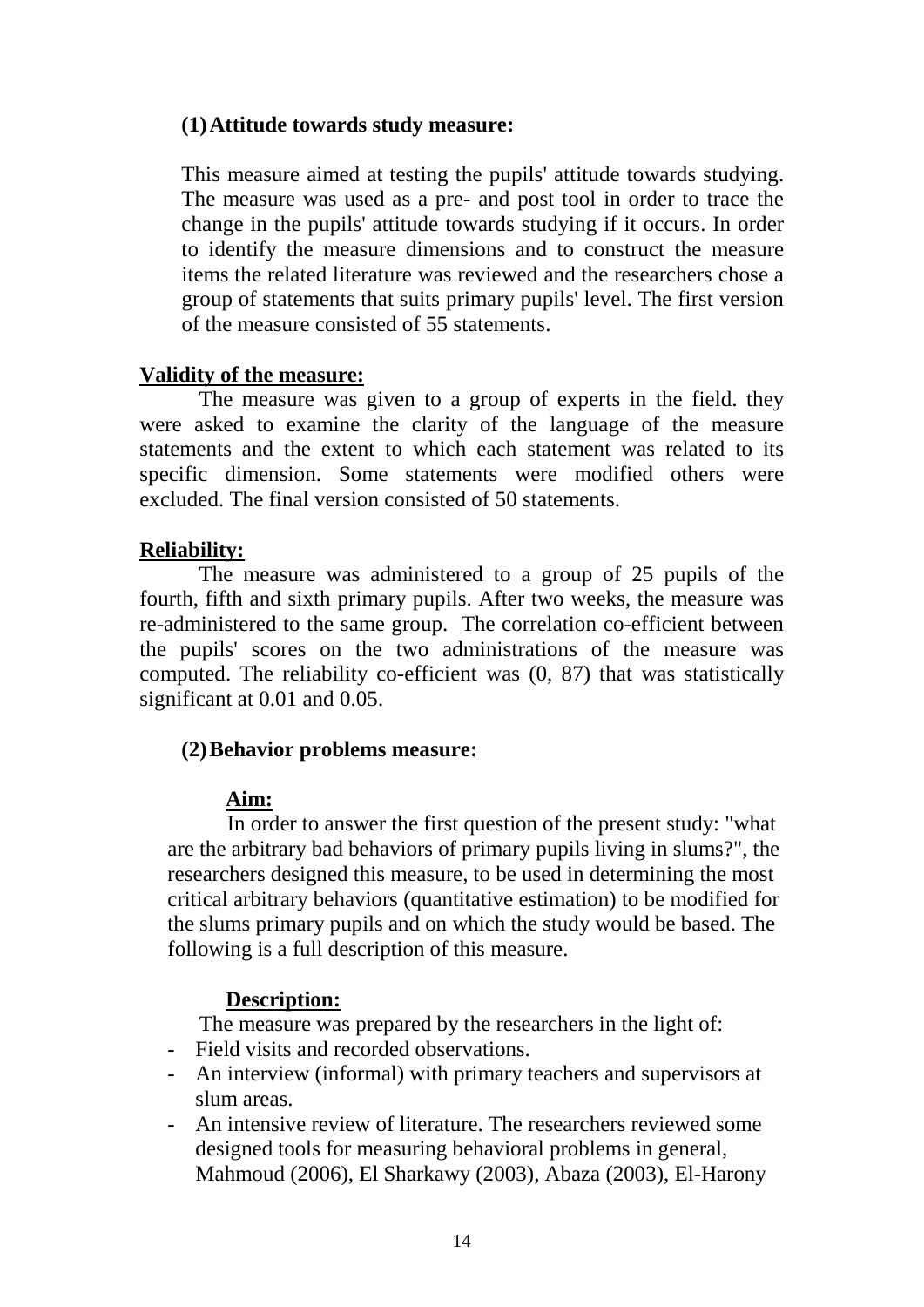### (1) Attitude towards study measure:

This measure aimed at testing the pupils' attitude towards studying. The measure was used as a pre- and post tool in order to trace the change in the pupils' attitude towards studying if it occurs. In order to identify the measure dimensions and to construct the measure items the related literature was reviewed and the researchers chose a group of statements that suits primary pupils' level. The first version of the measure consisted of 55 statements.

**Validity of the measure:**

The measure was given to a group of experts in the field. they were asked to examine the clarity of the language of the measure statements and the extent to which each statement was related to its specific dimension. Some statements were modified others were excluded. The final version consisted of 50 statements.

**Reliability:**

The measure was administered to a group of 25 pupils of the fourth, fifth and sixth primary pupils. After two weeks, the measure was re-administered to the same group. The correlation co-efficient between the pupils' scores on the two administrations of the measure was computed. The reliability co-efficient was (0, 87) that was statistically significant at 0.01 and 0.05.

### (2) Behavior problems measure:

**Aim:**

In order to answer the first question of the present study: "what are the arbitrary bad behaviors of primary pupils living in slums?", the researchers designed this measure, to be used in determining the most critical arbitrary behaviors (quantitative estimation) to be modified for the slums primary pupils and on which the study would be based. The following is a full description of this measure.

**Description:**

The measure was prepared by the researchers in the light of:

- Field visits and recorded observations.
- An interview (informal) with primary teachers and supervisors at slum areas.
- An intensive review of literature. The researchers reviewed some designed tools for measuring behavioral problems in general, Mahmoud (2006), El Sharkawy (2003), Abaza (2003), El-Harony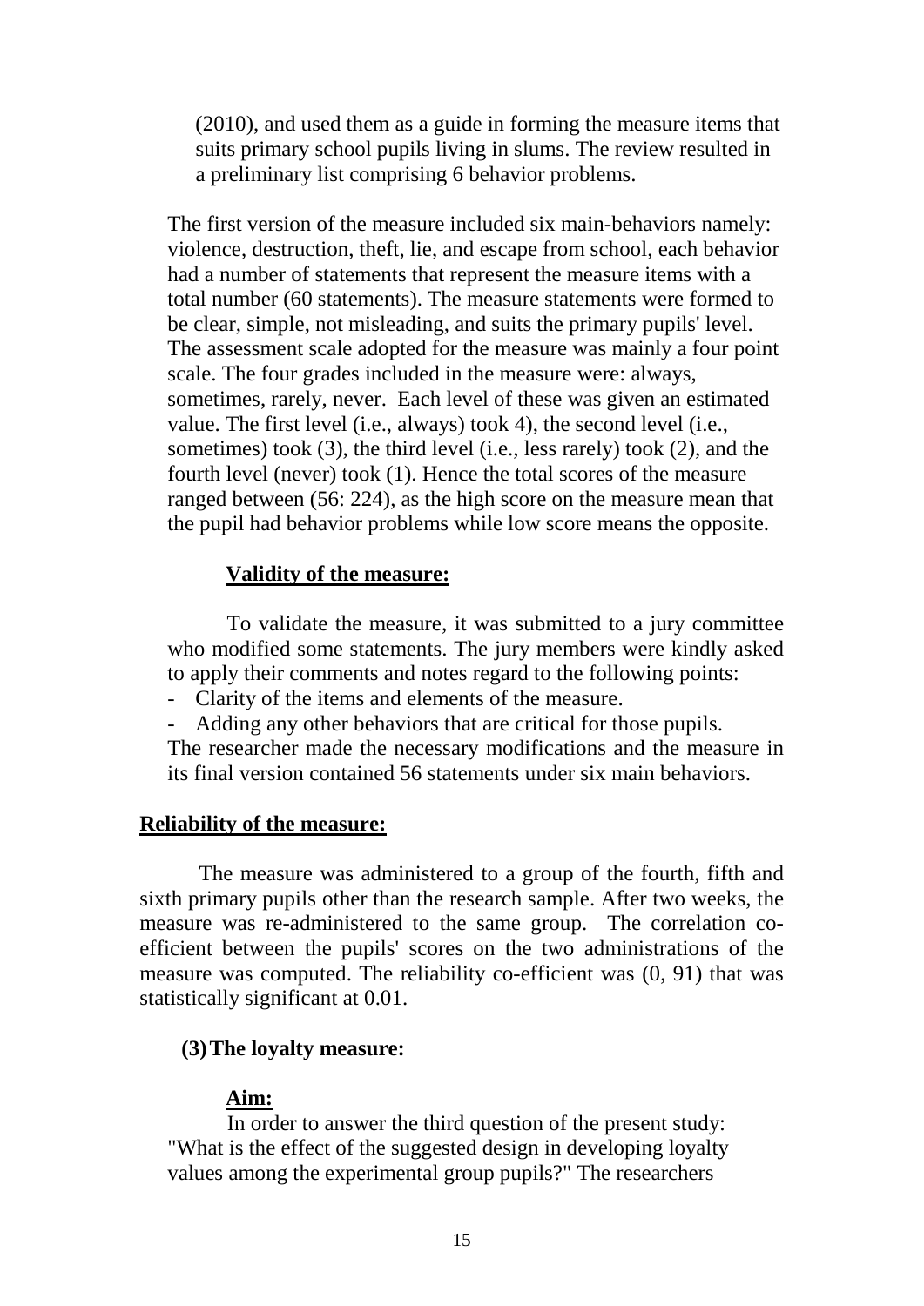(2010), and used them as a guide in forming the measure items that suits primary school pupils living in slums. The review resulted in a preliminary list comprising 6 behavior problems.

The first version of the measure included six main-behaviors namely: violence, destruction, theft, lie, and escape from school, each behavior had a number of statements that represent the measure items with a total number (60 statements). The measure statements were formed to be clear, simple, not misleading, and suits the primary pupils' level. The assessment scale adopted for the measure was mainly a four point scale. The four grades included in the measure were: always, sometimes, rarely, never. Each level of these was given an estimated value. The first level (i.e., always) took 4), the second level (i.e., sometimes) took (3), the third level (i.e., less rarely) took (2), and the fourth level (never) took (1). Hence the total scores of the measure ranged between (56: 224), as the high score on the measure mean that the pupil had behavior problems while low score means the opposite.

**Validity of the measure:**

To validate the measure, it was submitted to a jury committee who modified some statements. The jury members were kindly asked to apply their comments and notes regard to the following points:

- Clarity of the items and elements of the measure.
- Adding any other behaviors that are critical for those pupils.

The researcher made the necessary modifications and the measure in its final version contained 56 statements under six main behaviors.

**Reliability of the measure:**

The measure was administered to a group of the fourth, fifth and sixth primary pupils other than the research sample. After two weeks, the measure was re-administered to the same group. The correlation co-efficient between the pupils' scores on the two administrations of the measure was computed. The reliability co-efficient was (0, 91) that was statistically significant at 0.01.

**(3) The loyalty measure:**

**Aim:**

In order to answer the third question of the present study: "What is the effect of the suggested design in developing loyalty values among the experimental group pupils?" The researchers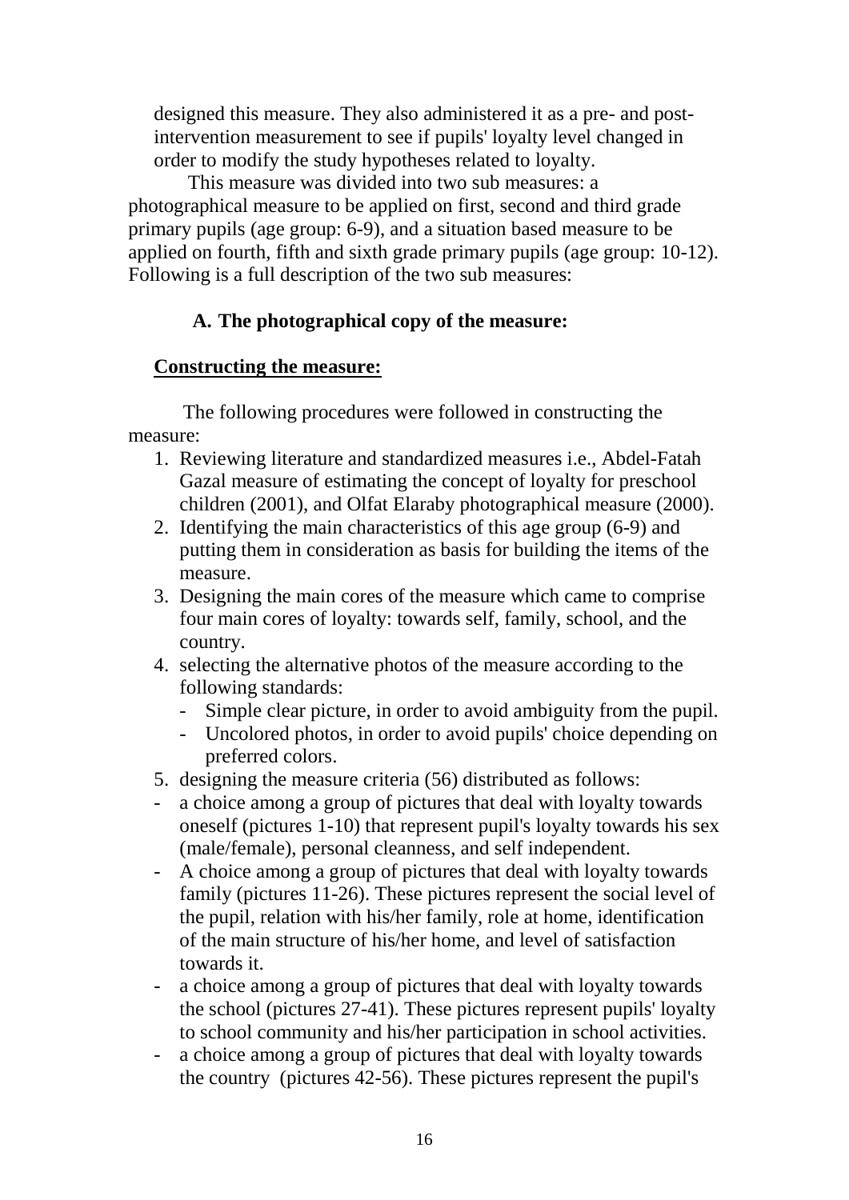designed this measure. They also administered it as a pre- and post-intervention measurement to see if pupils' loyalty level changed in order to modify the study hypotheses related to loyalty.

This measure was divided into two sub measures: a photographical measure to be applied on first, second and third grade primary pupils (age group: 6-9), and a situation based measure to be applied on fourth, fifth and sixth grade primary pupils (age group: 10-12). Following is a full description of the two sub measures:

### A. The photographical copy of the measure:

**Constructing the measure:**

The following procedures were followed in constructing the measure:

1. Reviewing literature and standardized measures i.e., Abdel-Fatah Gazal measure of estimating the concept of loyalty for preschool children (2001), and Olfat Elaraby photographical measure (2000).
2. Identifying the main characteristics of this age group (6-9) and putting them in consideration as basis for building the items of the measure.
3. Designing the main cores of the measure which came to comprise four main cores of loyalty: towards self, family, school, and the country.
4. selecting the alternative photos of the measure according to the following standards:
   - Simple clear picture, in order to avoid ambiguity from the pupil.
   - Uncolored photos, in order to avoid pupils' choice depending on preferred colors.
5. designing the measure criteria (56) distributed as follows:

- a choice among a group of pictures that deal with loyalty towards oneself (pictures 1-10) that represent pupil's loyalty towards his sex (male/female), personal cleanness, and self independent.
- A choice among a group of pictures that deal with loyalty towards family (pictures 11-26). These pictures represent the social level of the pupil, relation with his/her family, role at home, identification of the main structure of his/her home, and level of satisfaction towards it.
- a choice among a group of pictures that deal with loyalty towards the school (pictures 27-41). These pictures represent pupils' loyalty to school community and his/her participation in school activities.
- a choice among a group of pictures that deal with loyalty towards the country (pictures 42-56). These pictures represent the pupil's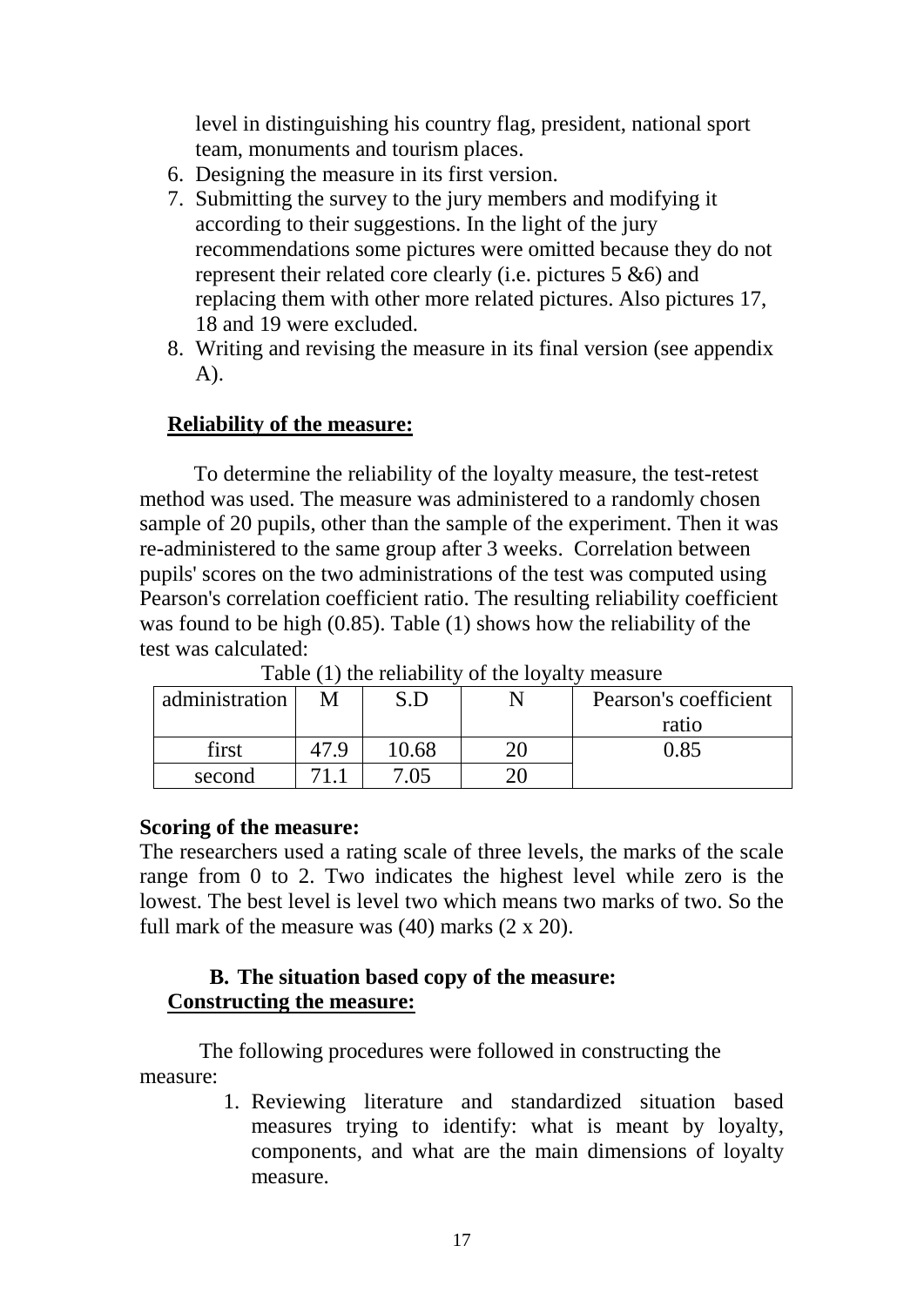level in distinguishing his country flag, president, national sport team, monuments and tourism places.

6. Designing the measure in its first version.
7. Submitting the survey to the jury members and modifying it according to their suggestions. In the light of the jury recommendations some pictures were omitted because they do not represent their related core clearly (i.e. pictures 5 &6) and replacing them with other more related pictures. Also pictures 17, 18 and 19 were excluded.
8. Writing and revising the measure in its final version (see appendix A).

**Reliability of the measure:**

To determine the reliability of the loyalty measure, the test-retest method was used. The measure was administered to a randomly chosen sample of 20 pupils, other than the sample of the experiment. Then it was re-administered to the same group after 3 weeks. Correlation between pupils' scores on the two administrations of the test was computed using Pearson's correlation coefficient ratio. The resulting reliability coefficient was found to be high (0.85). Table (1) shows how the reliability of the test was calculated:

Table (1) the reliability of the loyalty measure

| administration | M | S.D | N | Pearson's coefficient ratio |
|---|---|---|---|---|
| first | 47.9 | 10.68 | 20 | 0.85 |
| second | 71.1 | 7.05 | 20 | |

**Scoring of the measure:**

The researchers used a rating scale of three levels, the marks of the scale range from 0 to 2. Two indicates the highest level while zero is the lowest. The best level is level two which means two marks of two. So the full mark of the measure was (40) marks (2 x 20).

**B. The situation based copy of the measure:**

**Constructing the measure:**

The following procedures were followed in constructing the measure:

1. Reviewing literature and standardized situation based measures trying to identify: what is meant by loyalty, components, and what are the main dimensions of loyalty measure.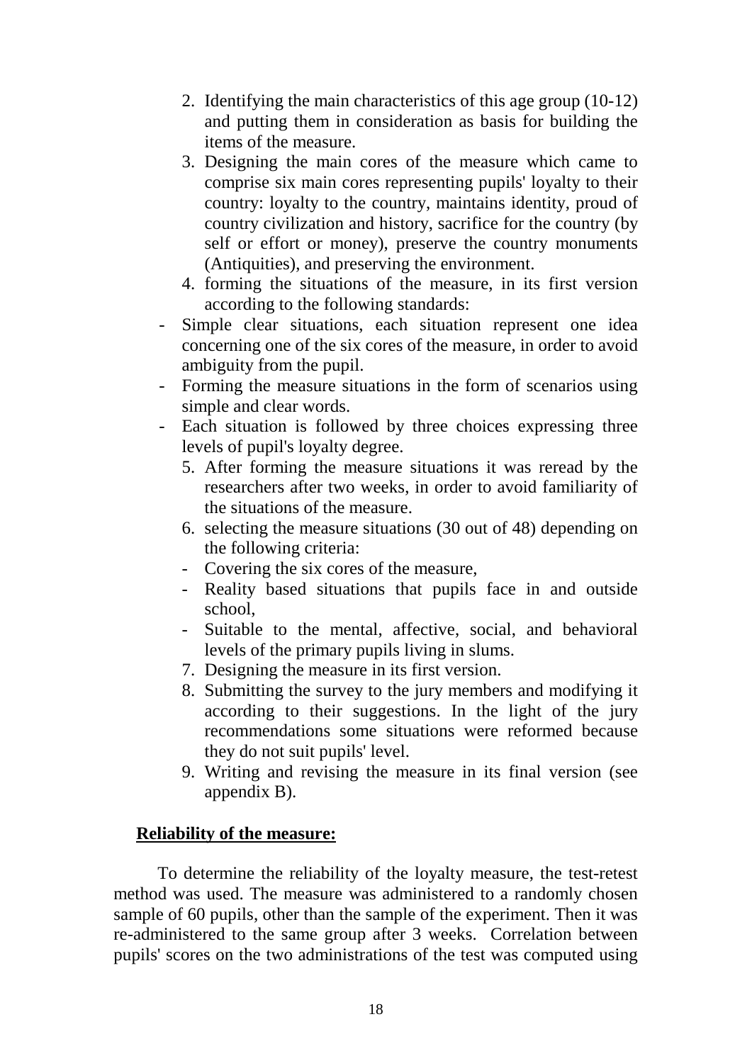2. Identifying the main characteristics of this age group (10-12) and putting them in consideration as basis for building the items of the measure.
3. Designing the main cores of the measure which came to comprise six main cores representing pupils' loyalty to their country: loyalty to the country, maintains identity, proud of country civilization and history, sacrifice for the country (by self or effort or money), preserve the country monuments (Antiquities), and preserving the environment.
4. forming the situations of the measure, in its first version according to the following standards:

- Simple clear situations, each situation represent one idea concerning one of the six cores of the measure, in order to avoid ambiguity from the pupil.
- Forming the measure situations in the form of scenarios using simple and clear words.
- Each situation is followed by three choices expressing three levels of pupil's loyalty degree.

5. After forming the measure situations it was reread by the researchers after two weeks, in order to avoid familiarity of the situations of the measure.
6. selecting the measure situations (30 out of 48) depending on the following criteria:
   - Covering the six cores of the measure,
   - Reality based situations that pupils face in and outside school,
   - Suitable to the mental, affective, social, and behavioral levels of the primary pupils living in slums.
7. Designing the measure in its first version.
8. Submitting the survey to the jury members and modifying it according to their suggestions. In the light of the jury recommendations some situations were reformed because they do not suit pupils' level.
9. Writing and revising the measure in its final version (see appendix B).

**Reliability of the measure:**

To determine the reliability of the loyalty measure, the test-retest method was used. The measure was administered to a randomly chosen sample of 60 pupils, other than the sample of the experiment. Then it was re-administered to the same group after 3 weeks. Correlation between pupils' scores on the two administrations of the test was computed using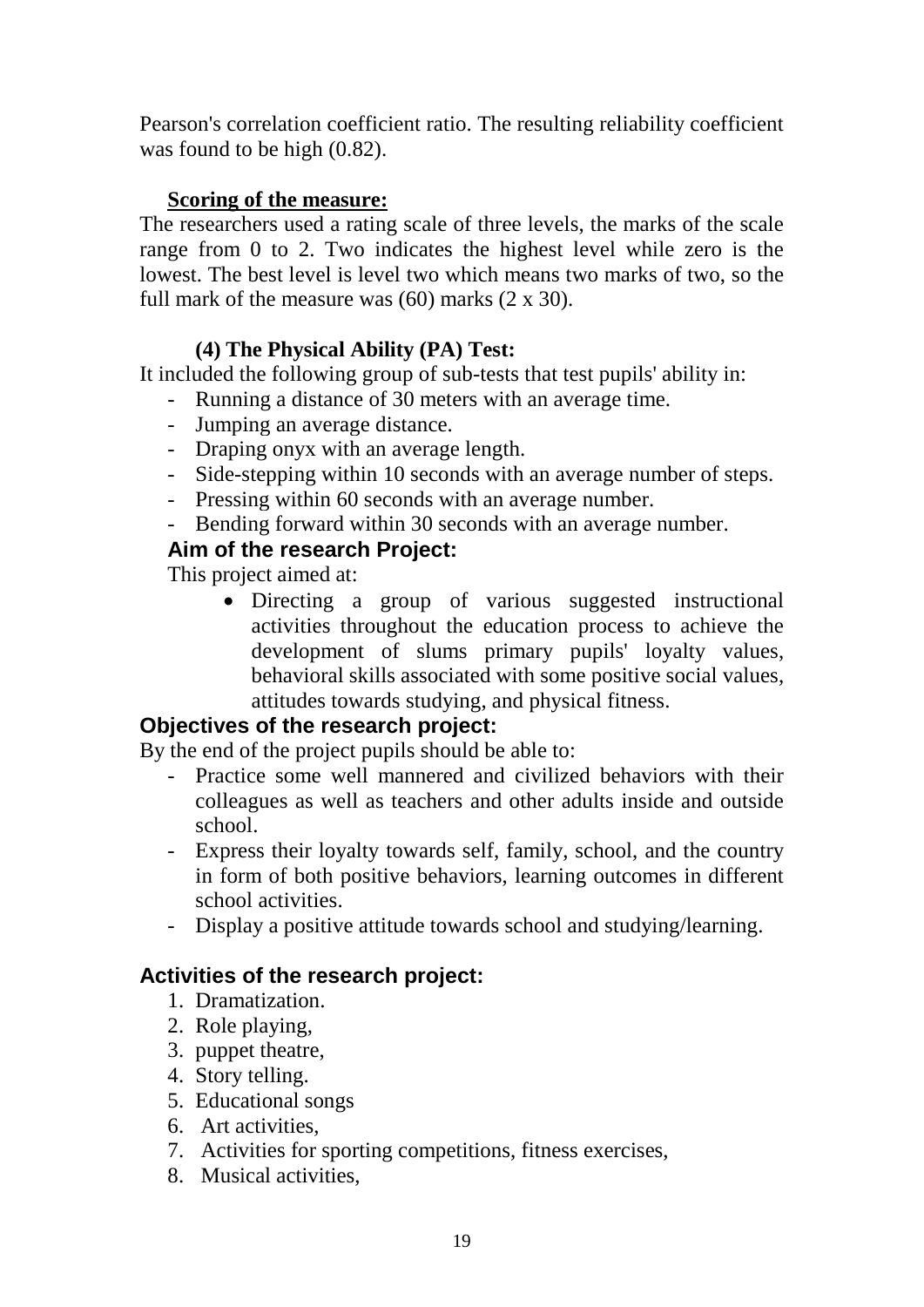Pearson's correlation coefficient ratio. The resulting reliability coefficient was found to be high (0.82).

**Scoring of the measure:**

The researchers used a rating scale of three levels, the marks of the scale range from 0 to 2. Two indicates the highest level while zero is the lowest. The best level is level two which means two marks of two, so the full mark of the measure was (60) marks (2 x 30).

**(4) The Physical Ability (PA) Test:**

It included the following group of sub-tests that test pupils' ability in:

- Running a distance of 30 meters with an average time.
- Jumping an average distance.
- Draping onyx with an average length.
- Side-stepping within 10 seconds with an average number of steps.
- Pressing within 60 seconds with an average number.
- Bending forward within 30 seconds with an average number.

## Aim of the research Project:

This project aimed at:

- Directing a group of various suggested instructional activities throughout the education process to achieve the development of slums primary pupils' loyalty values, behavioral skills associated with some positive social values, attitudes towards studying, and physical fitness.

## Objectives of the research project:

By the end of the project pupils should be able to:

- Practice some well mannered and civilized behaviors with their colleagues as well as teachers and other adults inside and outside school.
- Express their loyalty towards self, family, school, and the country in form of both positive behaviors, learning outcomes in different school activities.
- Display a positive attitude towards school and studying/learning.

## Activities of the research project:

1. Dramatization.
2. Role playing,
3. puppet theatre,
4. Story telling.
5. Educational songs
6. Art activities,
7. Activities for sporting competitions, fitness exercises,
8. Musical activities,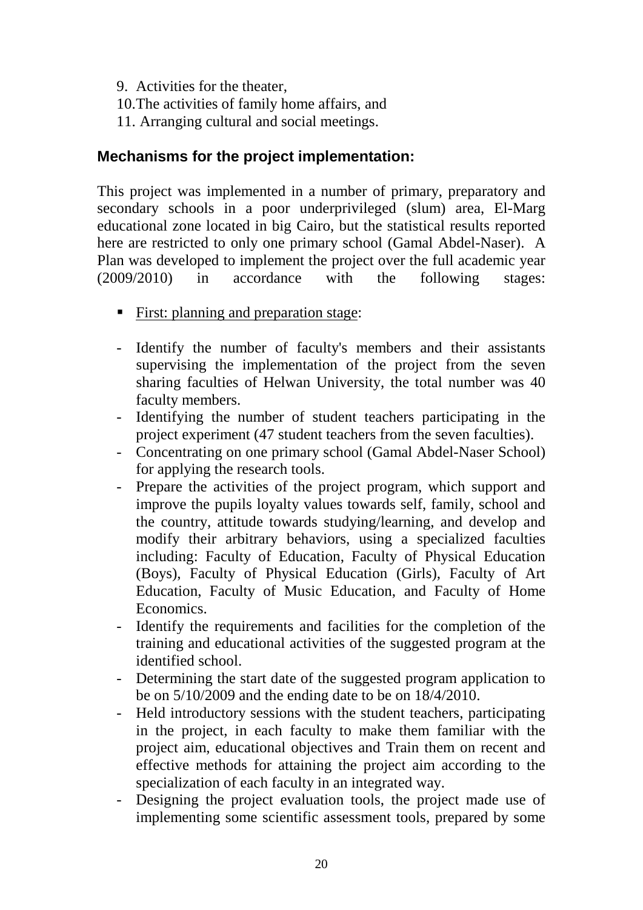9. Activities for the theater,
10. The activities of family home affairs, and
11. Arranging cultural and social meetings.

### Mechanisms for the project implementation:

This project was implemented in a number of primary, preparatory and secondary schools in a poor underprivileged (slum) area, El-Marg educational zone located in big Cairo, but the statistical results reported here are restricted to only one primary school (Gamal Abdel-Naser). A Plan was developed to implement the project over the full academic year (2009/2010) in accordance with the following stages:

- First: planning and preparation stage:

- Identify the number of faculty's members and their assistants supervising the implementation of the project from the seven sharing faculties of Helwan University, the total number was 40 faculty members.
- Identifying the number of student teachers participating in the project experiment (47 student teachers from the seven faculties).
- Concentrating on one primary school (Gamal Abdel-Naser School) for applying the research tools.
- Prepare the activities of the project program, which support and improve the pupils loyalty values towards self, family, school and the country, attitude towards studying/learning, and develop and modify their arbitrary behaviors, using a specialized faculties including: Faculty of Education, Faculty of Physical Education (Boys), Faculty of Physical Education (Girls), Faculty of Art Education, Faculty of Music Education, and Faculty of Home Economics.
- Identify the requirements and facilities for the completion of the training and educational activities of the suggested program at the identified school.
- Determining the start date of the suggested program application to be on 5/10/2009 and the ending date to be on 18/4/2010.
- Held introductory sessions with the student teachers, participating in the project, in each faculty to make them familiar with the project aim, educational objectives and Train them on recent and effective methods for attaining the project aim according to the specialization of each faculty in an integrated way.
- Designing the project evaluation tools, the project made use of implementing some scientific assessment tools, prepared by some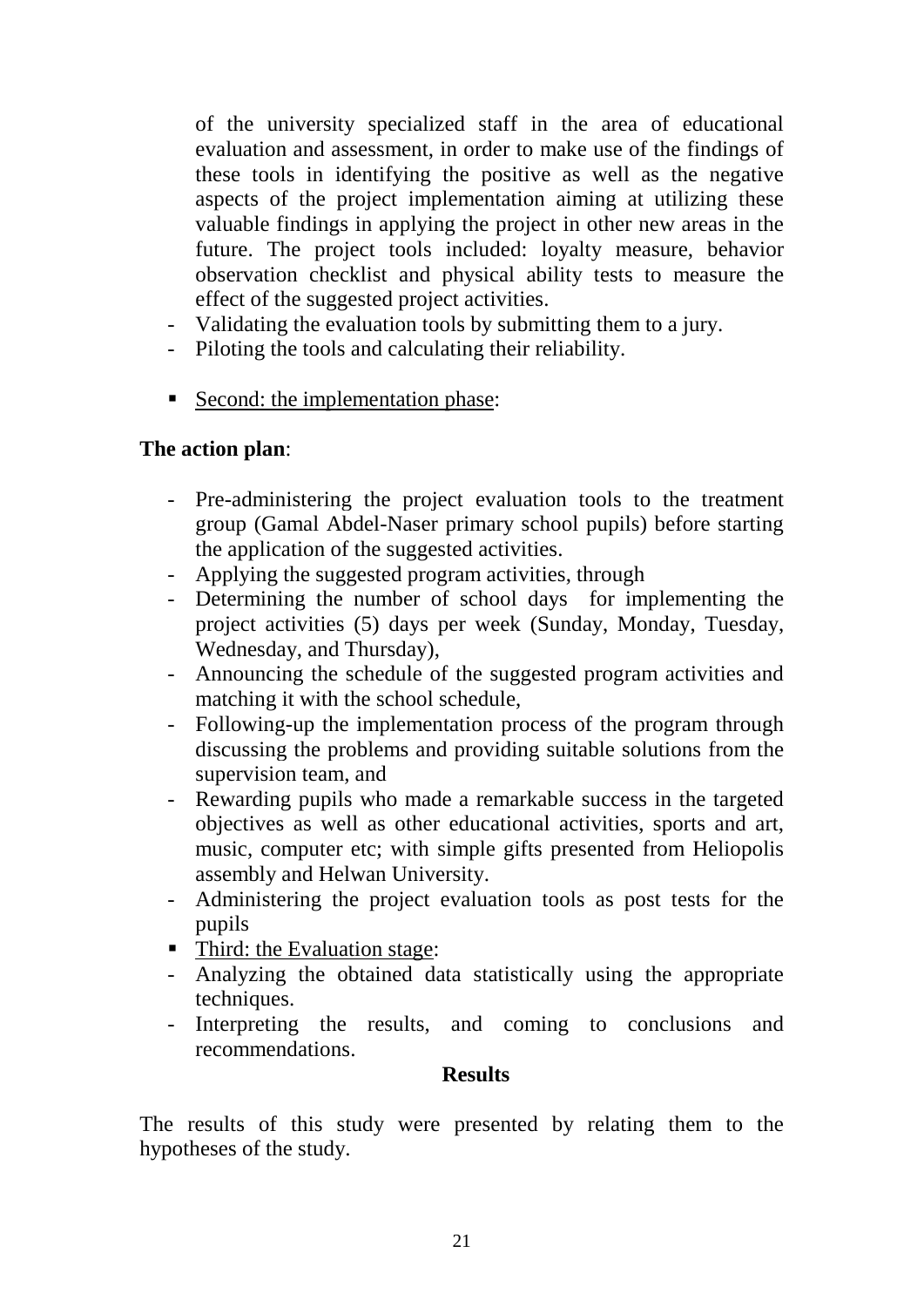of the university specialized staff in the area of educational evaluation and assessment, in order to make use of the findings of these tools in identifying the positive as well as the negative aspects of the project implementation aiming at utilizing these valuable findings in applying the project in other new areas in the future. The project tools included: loyalty measure, behavior observation checklist and physical ability tests to measure the effect of the suggested project activities.

- Validating the evaluation tools by submitting them to a jury.
- Piloting the tools and calculating their reliability.

- <u>Second: the implementation phase</u>:

**The action plan**:

- Pre-administering the project evaluation tools to the treatment group (Gamal Abdel-Naser primary school pupils) before starting the application of the suggested activities.
- Applying the suggested program activities, through
- Determining the number of school days for implementing the project activities (5) days per week (Sunday, Monday, Tuesday, Wednesday, and Thursday),
- Announcing the schedule of the suggested program activities and matching it with the school schedule,
- Following-up the implementation process of the program through discussing the problems and providing suitable solutions from the supervision team, and
- Rewarding pupils who made a remarkable success in the targeted objectives as well as other educational activities, sports and art, music, computer etc; with simple gifts presented from Heliopolis assembly and Helwan University.
- Administering the project evaluation tools as post tests for the pupils

- <u>Third: the Evaluation stage</u>:

- Analyzing the obtained data statistically using the appropriate techniques.
- Interpreting the results, and coming to conclusions and recommendations.

## Results

The results of this study were presented by relating them to the hypotheses of the study.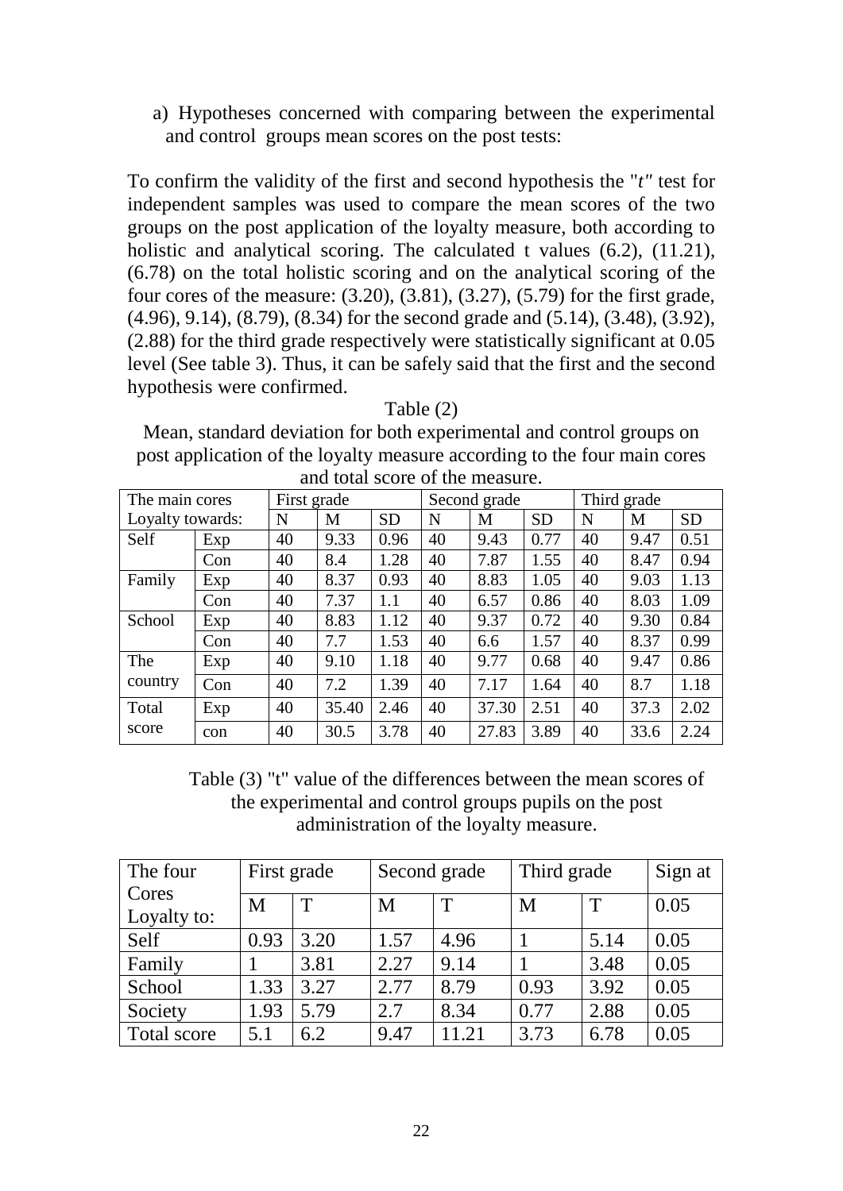a) Hypotheses concerned with comparing between the experimental and control groups mean scores on the post tests:

To confirm the validity of the first and second hypothesis the "*t"* test for independent samples was used to compare the mean scores of the two groups on the post application of the loyalty measure, both according to holistic and analytical scoring. The calculated t values (6.2), (11.21), (6.78) on the total holistic scoring and on the analytical scoring of the four cores of the measure: (3.20), (3.81), (3.27), (5.79) for the first grade, (4.96), 9.14), (8.79), (8.34) for the second grade and (5.14), (3.48), (3.92), (2.88) for the third grade respectively were statistically significant at 0.05 level (See table 3). Thus, it can be safely said that the first and the second hypothesis were confirmed.

Table (2)

Mean, standard deviation for both experimental and control groups on post application of the loyalty measure according to the four main cores and total score of the measure.

| The main cores | | First grade | | | Second grade | | | Third grade | | |
|---|---|---|---|---|---|---|---|---|---|---|
| Loyalty towards: | | N | M | SD | N | M | SD | N | M | SD |
| Self | Exp | 40 | 9.33 | 0.96 | 40 | 9.43 | 0.77 | 40 | 9.47 | 0.51 |
| | Con | 40 | 8.4 | 1.28 | 40 | 7.87 | 1.55 | 40 | 8.47 | 0.94 |
| Family | Exp | 40 | 8.37 | 0.93 | 40 | 8.83 | 1.05 | 40 | 9.03 | 1.13 |
| | Con | 40 | 7.37 | 1.1 | 40 | 6.57 | 0.86 | 40 | 8.03 | 1.09 |
| School | Exp | 40 | 8.83 | 1.12 | 40 | 9.37 | 0.72 | 40 | 9.30 | 0.84 |
| | Con | 40 | 7.7 | 1.53 | 40 | 6.6 | 1.57 | 40 | 8.37 | 0.99 |
| The country | Exp | 40 | 9.10 | 1.18 | 40 | 9.77 | 0.68 | 40 | 9.47 | 0.86 |
| | Con | 40 | 7.2 | 1.39 | 40 | 7.17 | 1.64 | 40 | 8.7 | 1.18 |
| Total score | Exp | 40 | 35.40 | 2.46 | 40 | 37.30 | 2.51 | 40 | 37.3 | 2.02 |
| | con | 40 | 30.5 | 3.78 | 40 | 27.83 | 3.89 | 40 | 33.6 | 2.24 |

Table (3) "t" value of the differences between the mean scores of the experimental and control groups pupils on the post administration of the loyalty measure.

| The four Cores Loyalty to: | First grade | | Second grade | | Third grade | | Sign at |
|---|---|---|---|---|---|---|---|
| | M | T | M | T | M | T | 0.05 |
| Self | 0.93 | 3.20 | 1.57 | 4.96 | 1 | 5.14 | 0.05 |
| Family | 1 | 3.81 | 2.27 | 9.14 | 1 | 3.48 | 0.05 |
| School | 1.33 | 3.27 | 2.77 | 8.79 | 0.93 | 3.92 | 0.05 |
| Society | 1.93 | 5.79 | 2.7 | 8.34 | 0.77 | 2.88 | 0.05 |
| Total score | 5.1 | 6.2 | 9.47 | 11.21 | 3.73 | 6.78 | 0.05 |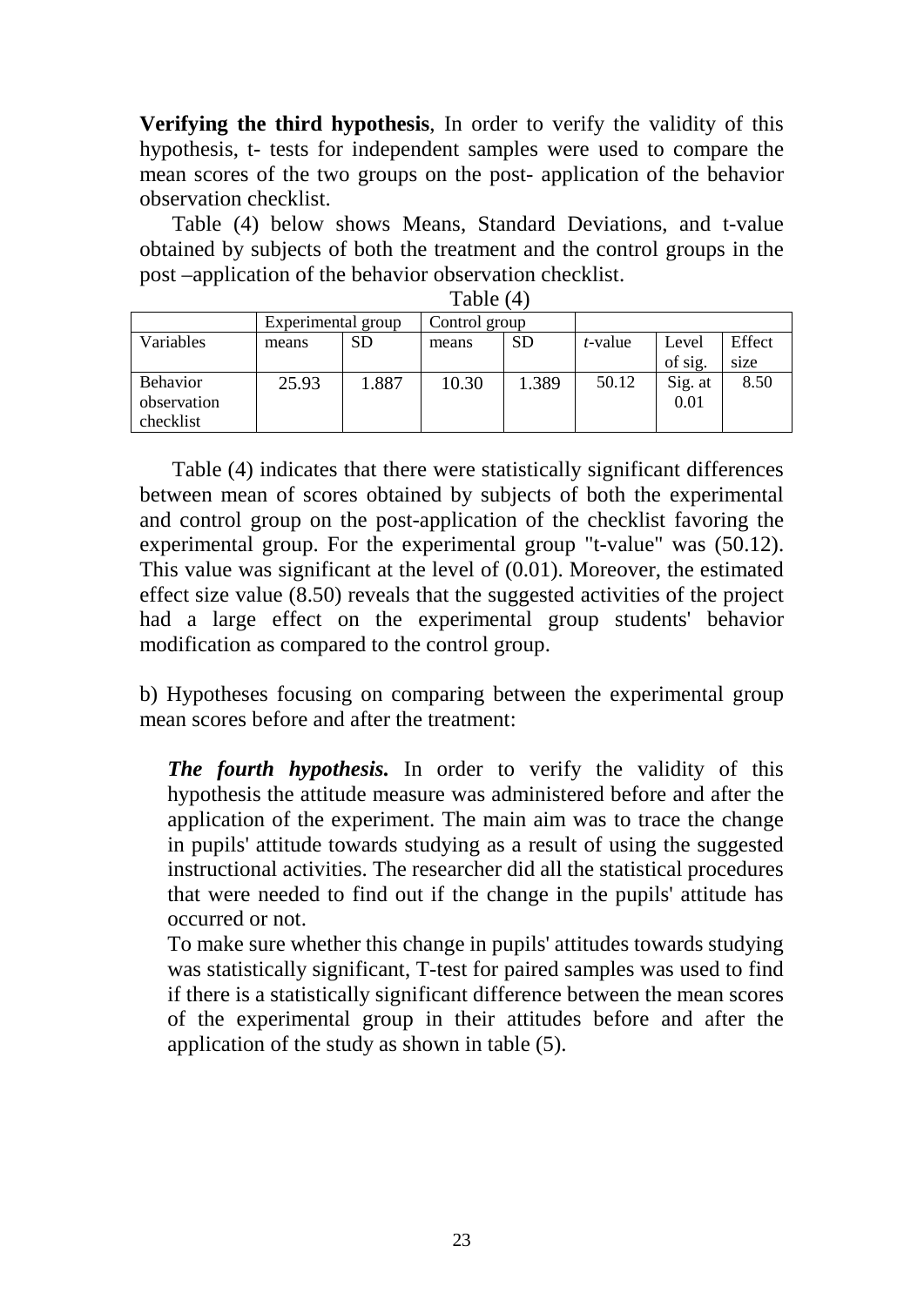**Verifying the third hypothesis**, In order to verify the validity of this hypothesis, t- tests for independent samples were used to compare the mean scores of the two groups on the post- application of the behavior observation checklist.

Table (4) below shows Means, Standard Deviations, and t-value obtained by subjects of both the treatment and the control groups in the post –application of the behavior observation checklist.

Table (4)

| | Experimental group | | Control group | | | | |
|---|---|---|---|---|---|---|---|
| Variables | means | SD | means | SD | *t*-value | Level of sig. | Effect size |
| Behavior observation checklist | 25.93 | 1.887 | 10.30 | 1.389 | 50.12 | Sig. at 0.01 | 8.50 |

Table (4) indicates that there were statistically significant differences between mean of scores obtained by subjects of both the experimental and control group on the post-application of the checklist favoring the experimental group. For the experimental group "t-value" was (50.12). This value was significant at the level of (0.01). Moreover, the estimated effect size value (8.50) reveals that the suggested activities of the project had a large effect on the experimental group students' behavior modification as compared to the control group.

b) Hypotheses focusing on comparing between the experimental group mean scores before and after the treatment:

***The fourth hypothesis.*** In order to verify the validity of this hypothesis the attitude measure was administered before and after the application of the experiment. The main aim was to trace the change in pupils' attitude towards studying as a result of using the suggested instructional activities. The researcher did all the statistical procedures that were needed to find out if the change in the pupils' attitude has occurred or not.

To make sure whether this change in pupils' attitudes towards studying was statistically significant, T-test for paired samples was used to find if there is a statistically significant difference between the mean scores of the experimental group in their attitudes before and after the application of the study as shown in table (5).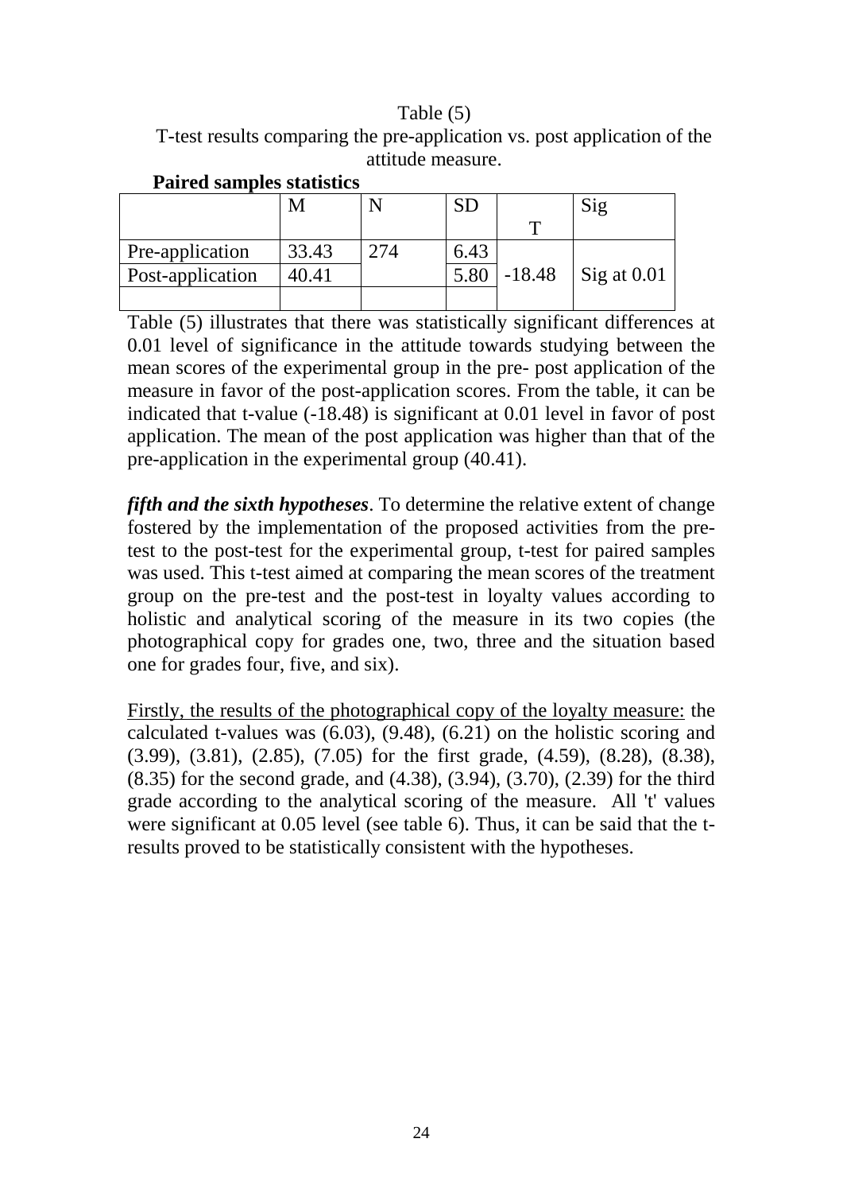Table (5)

T-test results comparing the pre-application vs. post application of the attitude measure.

**Paired samples statistics**

| | M | N | SD | T | Sig |
|---|---|---|---|---|---|
| Pre-application | 33.43 | 274 | 6.43 | -18.48 | Sig at 0.01 |
| Post-application | 40.41 | | 5.80 | | |
| | | | | | |

Table (5) illustrates that there was statistically significant differences at 0.01 level of significance in the attitude towards studying between the mean scores of the experimental group in the pre- post application of the measure in favor of the post-application scores. From the table, it can be indicated that t-value (-18.48) is significant at 0.01 level in favor of post application. The mean of the post application was higher than that of the pre-application in the experimental group (40.41).

***fifth and the sixth hypotheses***. To determine the relative extent of change fostered by the implementation of the proposed activities from the pre-test to the post-test for the experimental group, t-test for paired samples was used. This t-test aimed at comparing the mean scores of the treatment group on the pre-test and the post-test in loyalty values according to holistic and analytical scoring of the measure in its two copies (the photographical copy for grades one, two, three and the situation based one for grades four, five, and six).

<u>Firstly, the results of the photographical copy of the loyalty measure:</u> the calculated t-values was (6.03), (9.48), (6.21) on the holistic scoring and (3.99), (3.81), (2.85), (7.05) for the first grade, (4.59), (8.28), (8.38), (8.35) for the second grade, and (4.38), (3.94), (3.70), (2.39) for the third grade according to the analytical scoring of the measure. All 't' values were significant at 0.05 level (see table 6). Thus, it can be said that the t-results proved to be statistically consistent with the hypotheses.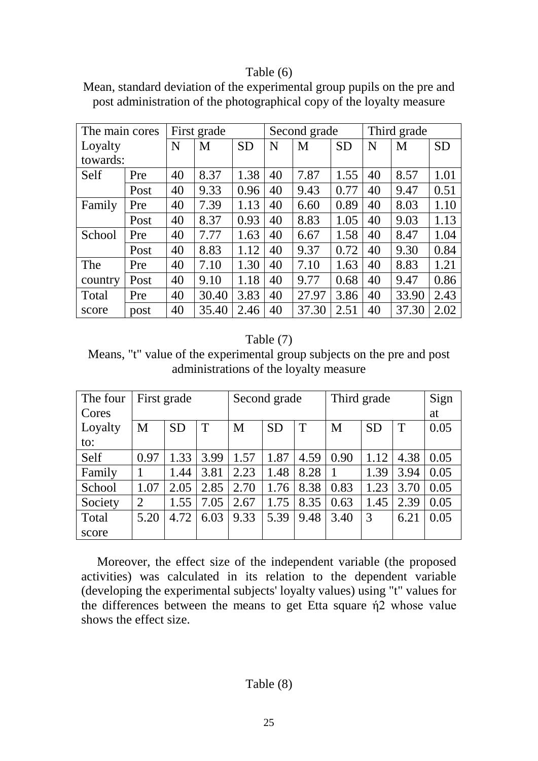Table (6)

Mean, standard deviation of the experimental group pupils on the pre and post administration of the photographical copy of the loyalty measure

| The main cores Loyalty towards: | | First grade | | | Second grade | | | Third grade | | |
|---|---|---|---|---|---|---|---|---|---|---|
| | | N | M | SD | N | M | SD | N | M | SD |
| Self | Pre | 40 | 8.37 | 1.38 | 40 | 7.87 | 1.55 | 40 | 8.57 | 1.01 |
| | Post | 40 | 9.33 | 0.96 | 40 | 9.43 | 0.77 | 40 | 9.47 | 0.51 |
| Family | Pre | 40 | 7.39 | 1.13 | 40 | 6.60 | 0.89 | 40 | 8.03 | 1.10 |
| | Post | 40 | 8.37 | 0.93 | 40 | 8.83 | 1.05 | 40 | 9.03 | 1.13 |
| School | Pre | 40 | 7.77 | 1.63 | 40 | 6.67 | 1.58 | 40 | 8.47 | 1.04 |
| | Post | 40 | 8.83 | 1.12 | 40 | 9.37 | 0.72 | 40 | 9.30 | 0.84 |
| The country | Pre | 40 | 7.10 | 1.30 | 40 | 7.10 | 1.63 | 40 | 8.83 | 1.21 |
| | Post | 40 | 9.10 | 1.18 | 40 | 9.77 | 0.68 | 40 | 9.47 | 0.86 |
| Total score | Pre | 40 | 30.40 | 3.83 | 40 | 27.97 | 3.86 | 40 | 33.90 | 2.43 |
| | post | 40 | 35.40 | 2.46 | 40 | 37.30 | 2.51 | 40 | 37.30 | 2.02 |

Table (7)

Means, "t" value of the experimental group subjects on the pre and post administrations of the loyalty measure

| The four Cores | First grade | | | Second grade | | | Third grade | | | Sign at |
|---|---|---|---|---|---|---|---|---|---|---|
| Loyalty to: | M | SD | T | M | SD | T | M | SD | T | 0.05 |
| Self | 0.97 | 1.33 | 3.99 | 1.57 | 1.87 | 4.59 | 0.90 | 1.12 | 4.38 | 0.05 |
| Family | 1 | 1.44 | 3.81 | 2.23 | 1.48 | 8.28 | 1 | 1.39 | 3.94 | 0.05 |
| School | 1.07 | 2.05 | 2.85 | 2.70 | 1.76 | 8.38 | 0.83 | 1.23 | 3.70 | 0.05 |
| Society | 2 | 1.55 | 7.05 | 2.67 | 1.75 | 8.35 | 0.63 | 1.45 | 2.39 | 0.05 |
| Total score | 5.20 | 4.72 | 6.03 | 9.33 | 5.39 | 9.48 | 3.40 | 3 | 6.21 | 0.05 |

Moreover, the effect size of the independent variable (the proposed activities) was calculated in its relation to the dependent variable (developing the experimental subjects' loyalty values) using "t" values for the differences between the means to get Etta square ή2 whose value shows the effect size.

Table (8)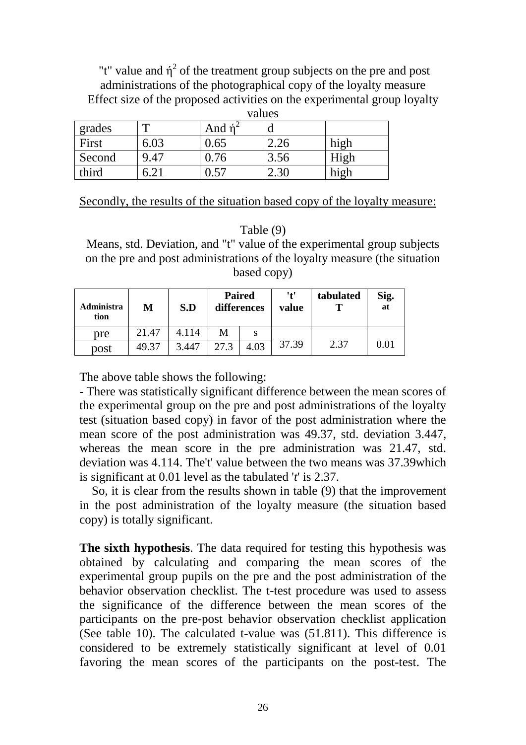"t" value and $ή^2$ of the treatment group subjects on the pre and post administrations of the photographical copy of the loyalty measure
Effect size of the proposed activities on the experimental group loyalty values

| grades | T | And $ή^2$ | d | |
|---|---|---|---|---|
| First | 6.03 | 0.65 | 2.26 | high |
| Second | 9.47 | 0.76 | 3.56 | High |
| third | 6.21 | 0.57 | 2.30 | high |

<u>Secondly, the results of the situation based copy of the loyalty measure:</u>

Table (9)
Means, std. Deviation, and "t" value of the experimental group subjects on the pre and post administrations of the loyalty measure (the situation based copy)

| Administration | M | S.D | Paired differences | | 't' value | tabulated T | Sig. at |
|---|---|---|---|---|---|---|---|
| pre | 21.47 | 4.114 | M | s | 37.39 | 2.37 | 0.01 |
| post | 49.37 | 3.447 | 27.3 | 4.03 | | | |

The above table shows the following:
- There was statistically significant difference between the mean scores of the experimental group on the pre and post administrations of the loyalty test (situation based copy) in favor of the post administration where the mean score of the post administration was 49.37, std. deviation 3.447, whereas the mean score in the pre administration was 21.47, std. deviation was 4.114. The't' value between the two means was 37.39which is significant at 0.01 level as the tabulated '*t*' is 2.37.

So, it is clear from the results shown in table (9) that the improvement in the post administration of the loyalty measure (the situation based copy) is totally significant.

**The sixth hypothesis**. The data required for testing this hypothesis was obtained by calculating and comparing the mean scores of the experimental group pupils on the pre and the post administration of the behavior observation checklist. The t-test procedure was used to assess the significance of the difference between the mean scores of the participants on the pre-post behavior observation checklist application (See table 10). The calculated t-value was (51.811). This difference is considered to be extremely statistically significant at level of 0.01 favoring the mean scores of the participants on the post-test. The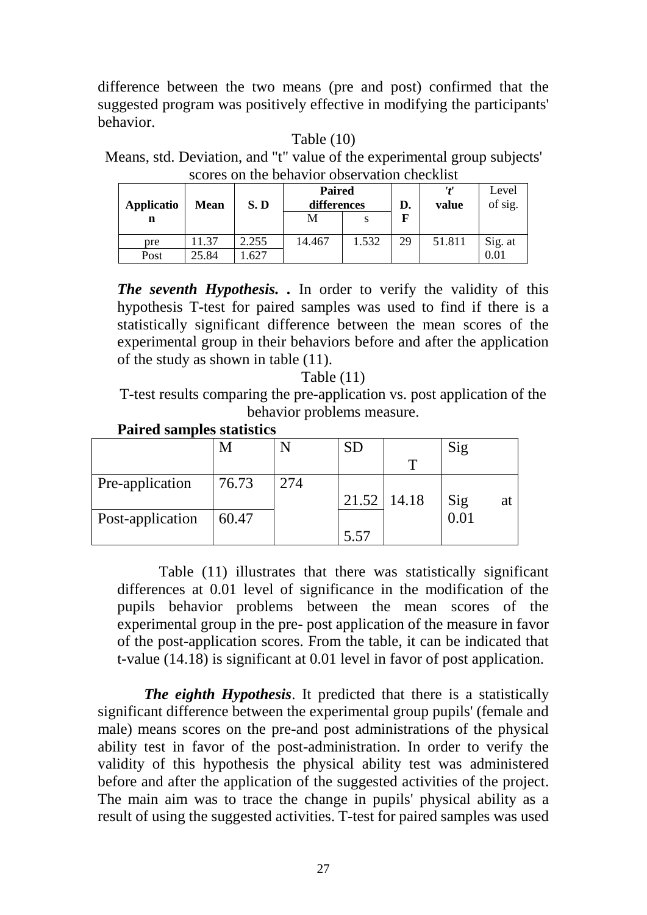difference between the two means (pre and post) confirmed that the suggested program was positively effective in modifying the participants' behavior.

Table (10)

Means, std. Deviation, and "t" value of the experimental group subjects' scores on the behavior observation checklist

| Application | Mean | S. D | Paired differences | | D. F | 't' value | Level of sig. |
|---|---|---|---|---|---|---|---|
| | | | M | s | | | |
| pre | 11.37 | 2.255 | 14.467 | 1.532 | 29 | 51.811 | Sig. at 0.01 |
| Post | 25.84 | 1.627 | | | | | |

***The seventh Hypothesis.*** **.** In order to verify the validity of this hypothesis T-test for paired samples was used to find if there is a statistically significant difference between the mean scores of the experimental group in their behaviors before and after the application of the study as shown in table (11).

Table (11)

T-test results comparing the pre-application vs. post application of the behavior problems measure.

**Paired samples statistics**

| | M | N | SD | T | Sig |
|---|---|---|---|---|---|
| Pre-application | 76.73 | 274 | 21.52 | 14.18 | Sig at 0.01 |
| Post-application | 60.47 | | 5.57 | | |

Table (11) illustrates that there was statistically significant differences at 0.01 level of significance in the modification of the pupils behavior problems between the mean scores of the experimental group in the pre- post application of the measure in favor of the post-application scores. From the table, it can be indicated that t-value (14.18) is significant at 0.01 level in favor of post application.

***The eighth Hypothesis***. It predicted that there is a statistically significant difference between the experimental group pupils' (female and male) means scores on the pre-and post administrations of the physical ability test in favor of the post-administration. In order to verify the validity of this hypothesis the physical ability test was administered before and after the application of the suggested activities of the project. The main aim was to trace the change in pupils' physical ability as a result of using the suggested activities. T-test for paired samples was used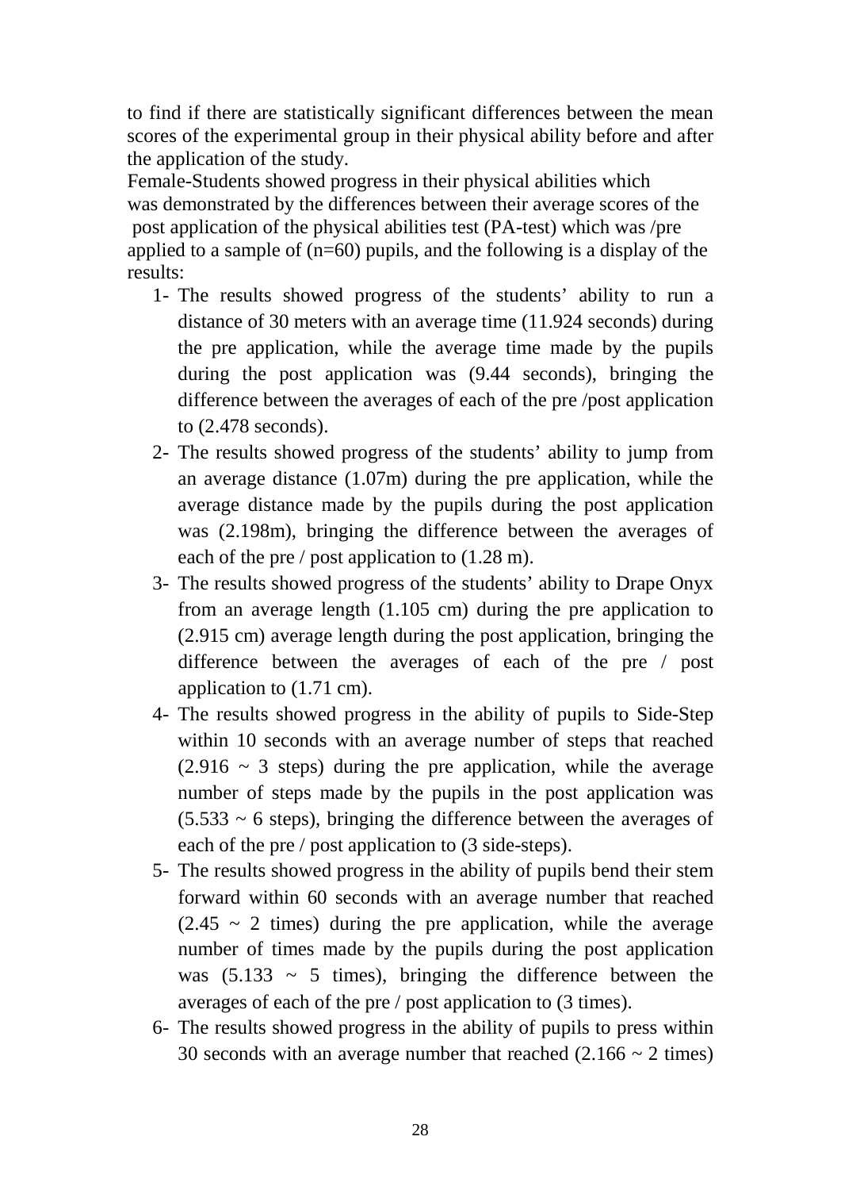to find if there are statistically significant differences between the mean scores of the experimental group in their physical ability before and after the application of the study.

Female-Students showed progress in their physical abilities which was demonstrated by the differences between their average scores of the post application of the physical abilities test (PA-test) which was /pre applied to a sample of (n=60) pupils, and the following is a display of the results:

1- The results showed progress of the students' ability to run a distance of 30 meters with an average time (11.924 seconds) during the pre application, while the average time made by the pupils during the post application was (9.44 seconds), bringing the difference between the averages of each of the pre /post application to (2.478 seconds).
2- The results showed progress of the students' ability to jump from an average distance (1.07m) during the pre application, while the average distance made by the pupils during the post application was (2.198m), bringing the difference between the averages of each of the pre / post application to (1.28 m).
3- The results showed progress of the students' ability to Drape Onyx from an average length (1.105 cm) during the pre application to (2.915 cm) average length during the post application, bringing the difference between the averages of each of the pre / post application to (1.71 cm).
4- The results showed progress in the ability of pupils to Side-Step within 10 seconds with an average number of steps that reached (2.916 ~ 3 steps) during the pre application, while the average number of steps made by the pupils in the post application was (5.533 ~ 6 steps), bringing the difference between the averages of each of the pre / post application to (3 side-steps).
5- The results showed progress in the ability of pupils bend their stem forward within 60 seconds with an average number that reached (2.45 ~ 2 times) during the pre application, while the average number of times made by the pupils during the post application was (5.133 ~ 5 times), bringing the difference between the averages of each of the pre / post application to (3 times).
6- The results showed progress in the ability of pupils to press within 30 seconds with an average number that reached (2.166 ~ 2 times)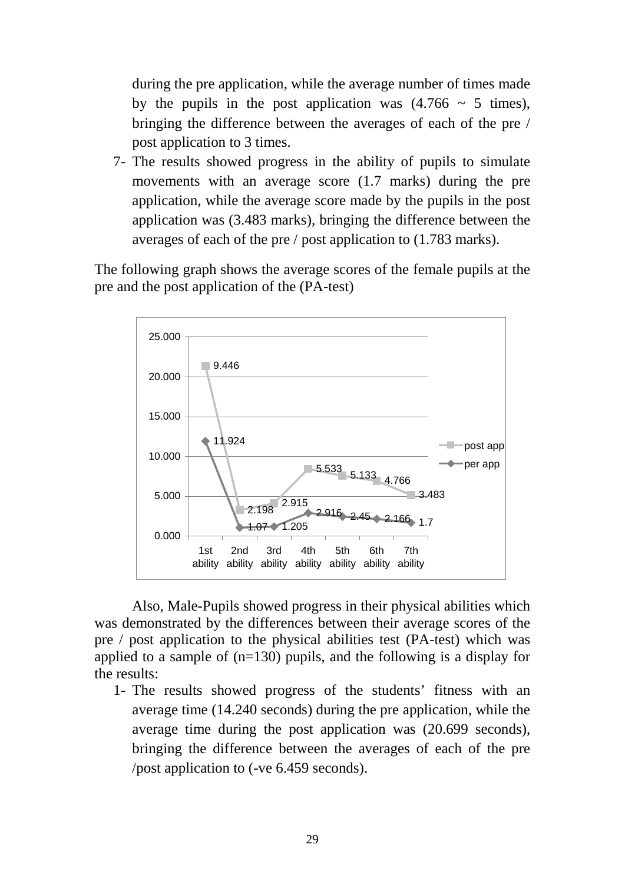during the pre application, while the average number of times made by the pupils in the post application was (4.766 ~ 5 times), bringing the difference between the averages of each of the pre / post application to 3 times.

7- The results showed progress in the ability of pupils to simulate movements with an average score (1.7 marks) during the pre application, while the average score made by the pupils in the post application was (3.483 marks), bringing the difference between the averages of each of the pre / post application to (1.783 marks).

The following graph shows the average scores of the female pupils at the pre and the post application of the (PA-test)

| | 1st ability | 2nd ability | 3rd ability | 4th ability | 5th ability | 6th ability | 7th ability |
|---|---|---|---|---|---|---|---|
| post app | 9.446 | 2.198 | 2.915 | 5.533 | 5.133 | 4.766 | 3.483 |
| per app | 11.924 | 1.07 | 1.205 | 2.916 | 2.45 | 2.166 | 1.7 |

Also, Male-Pupils showed progress in their physical abilities which was demonstrated by the differences between their average scores of the pre / post application to the physical abilities test (PA-test) which was applied to a sample of (n=130) pupils, and the following is a display for the results:

1- The results showed progress of the students' fitness with an average time (14.240 seconds) during the pre application, while the average time during the post application was (20.699 seconds), bringing the difference between the averages of each of the pre /post application to (-ve 6.459 seconds).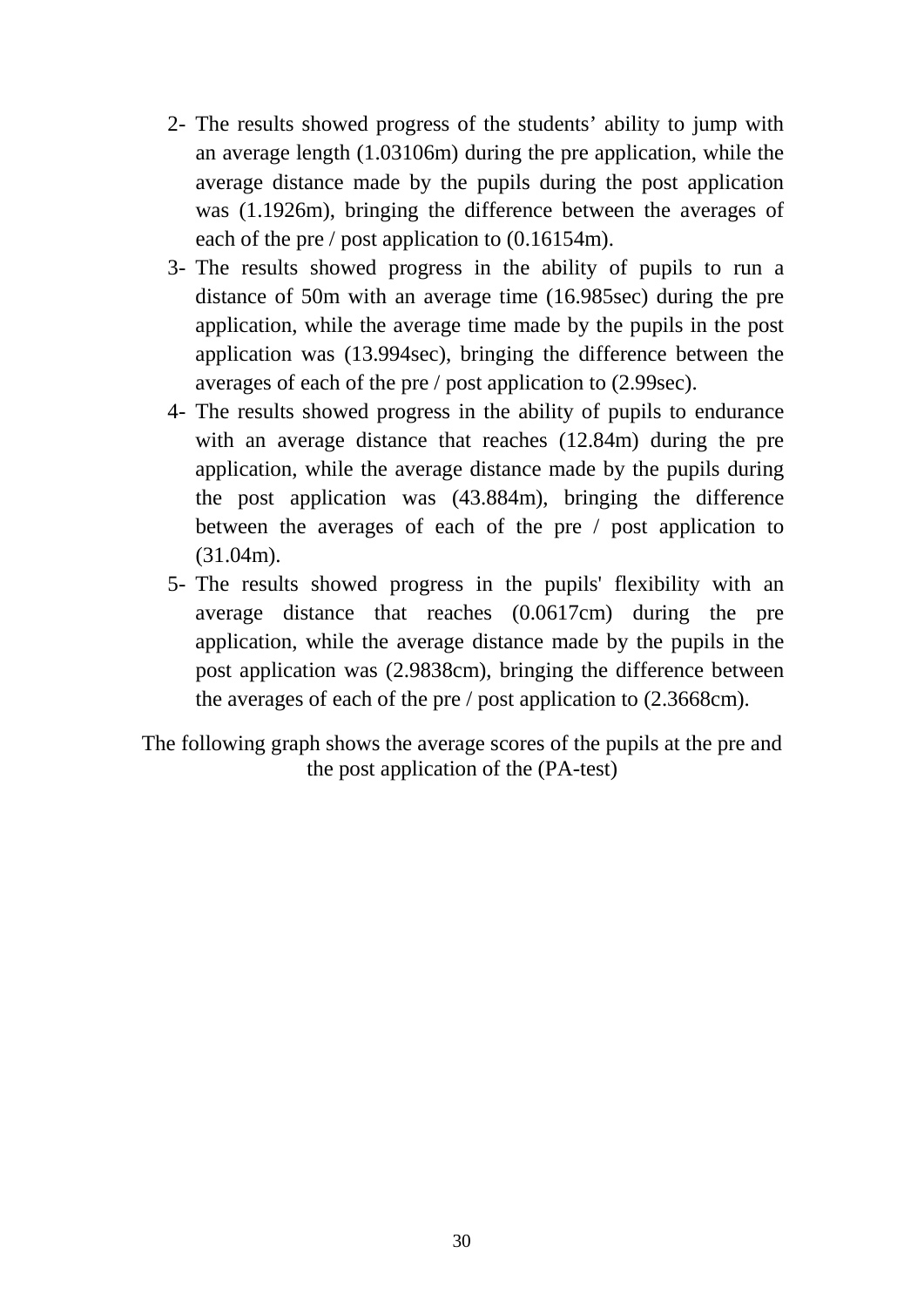2- The results showed progress of the students' ability to jump with an average length (1.03106m) during the pre application, while the average distance made by the pupils during the post application was (1.1926m), bringing the difference between the averages of each of the pre / post application to (0.16154m).
3- The results showed progress in the ability of pupils to run a distance of 50m with an average time (16.985sec) during the pre application, while the average time made by the pupils in the post application was (13.994sec), bringing the difference between the averages of each of the pre / post application to (2.99sec).
4- The results showed progress in the ability of pupils to endurance with an average distance that reaches (12.84m) during the pre application, while the average distance made by the pupils during the post application was (43.884m), bringing the difference between the averages of each of the pre / post application to (31.04m).
5- The results showed progress in the pupils' flexibility with an average distance that reaches (0.0617cm) during the pre application, while the average distance made by the pupils in the post application was (2.9838cm), bringing the difference between the averages of each of the pre / post application to (2.3668cm).

The following graph shows the average scores of the pupils at the pre and the post application of the (PA-test)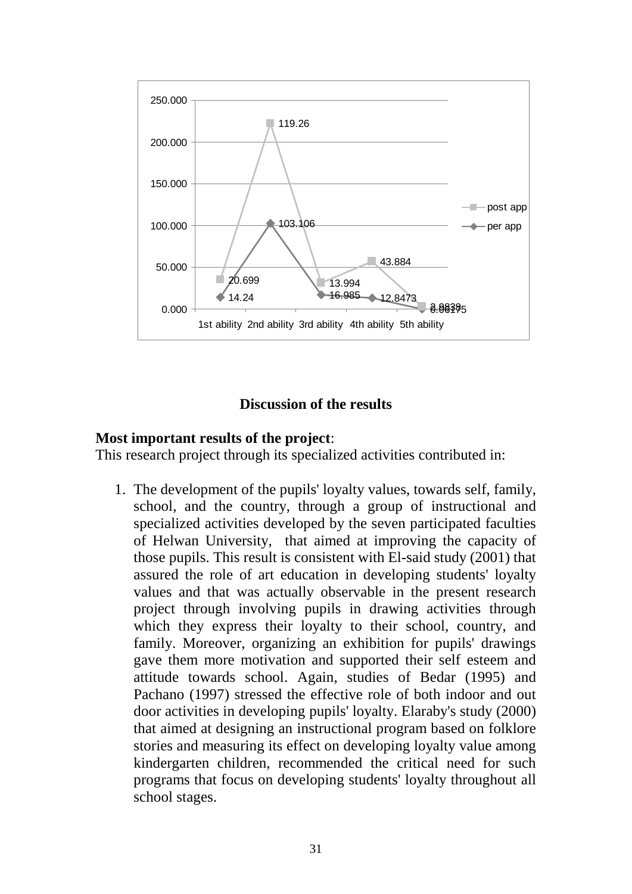## Discussion of the results

**Most important results of the project**:

This research project through its specialized activities contributed in:

1. The development of the pupils' loyalty values, towards self, family, school, and the country, through a group of instructional and specialized activities developed by the seven participated faculties of Helwan University, that aimed at improving the capacity of those pupils. This result is consistent with El-said study (2001) that assured the role of art education in developing students' loyalty values and that was actually observable in the present research project through involving pupils in drawing activities through which they express their loyalty to their school, country, and family. Moreover, organizing an exhibition for pupils' drawings gave them more motivation and supported their self esteem and attitude towards school. Again, studies of Bedar (1995) and Pachano (1997) stressed the effective role of both indoor and out door activities in developing pupils' loyalty. Elaraby's study (2000) that aimed at designing an instructional program based on folklore stories and measuring its effect on developing loyalty value among kindergarten children, recommended the critical need for such programs that focus on developing students' loyalty throughout all school stages.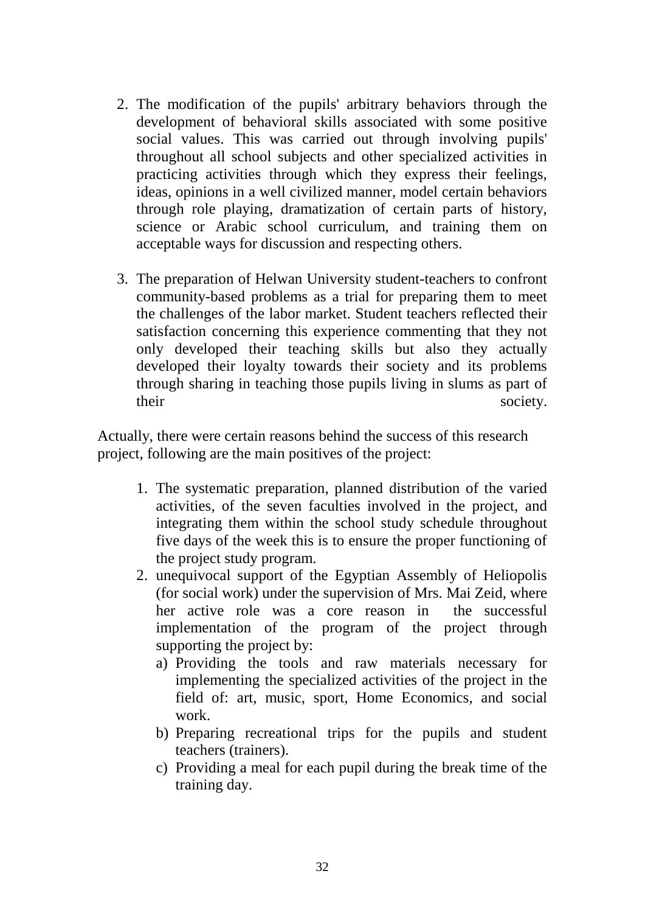2. The modification of the pupils' arbitrary behaviors through the development of behavioral skills associated with some positive social values. This was carried out through involving pupils' throughout all school subjects and other specialized activities in practicing activities through which they express their feelings, ideas, opinions in a well civilized manner, model certain behaviors through role playing, dramatization of certain parts of history, science or Arabic school curriculum, and training them on acceptable ways for discussion and respecting others.

3. The preparation of Helwan University student-teachers to confront community-based problems as a trial for preparing them to meet the challenges of the labor market. Student teachers reflected their satisfaction concerning this experience commenting that they not only developed their teaching skills but also they actually developed their loyalty towards their society and its problems through sharing in teaching those pupils living in slums as part of their society.

Actually, there were certain reasons behind the success of this research project, following are the main positives of the project:

1. The systematic preparation, planned distribution of the varied activities, of the seven faculties involved in the project, and integrating them within the school study schedule throughout five days of the week this is to ensure the proper functioning of the project study program.
2. unequivocal support of the Egyptian Assembly of Heliopolis (for social work) under the supervision of Mrs. Mai Zeid, where her active role was a core reason in the successful implementation of the program of the project through supporting the project by:
   a) Providing the tools and raw materials necessary for implementing the specialized activities of the project in the field of: art, music, sport, Home Economics, and social work.
   b) Preparing recreational trips for the pupils and student teachers (trainers).
   c) Providing a meal for each pupil during the break time of the training day.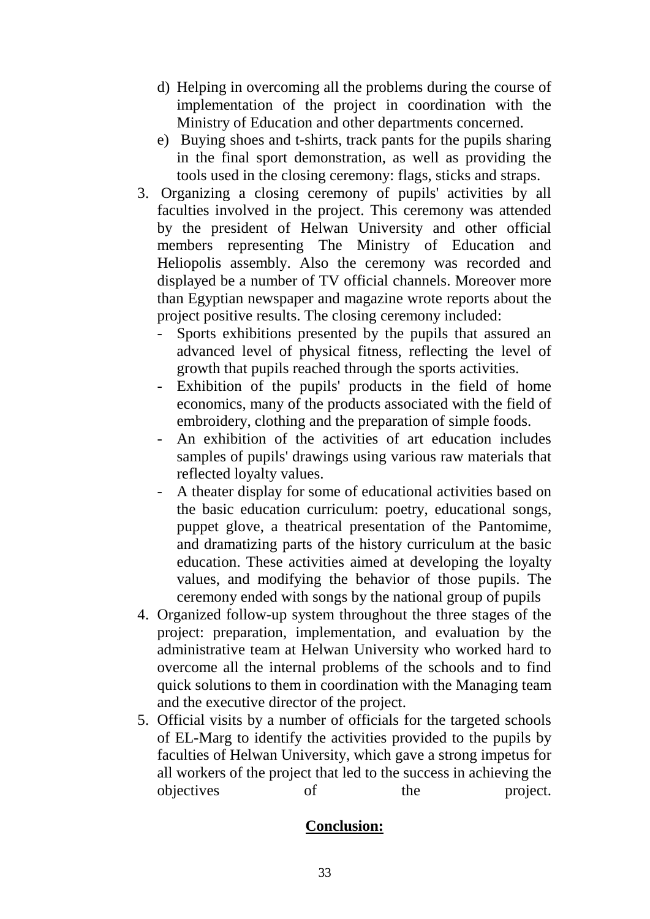d) Helping in overcoming all the problems during the course of implementation of the project in coordination with the Ministry of Education and other departments concerned.
   e) Buying shoes and t-shirts, track pants for the pupils sharing in the final sport demonstration, as well as providing the tools used in the closing ceremony: flags, sticks and straps.

3. Organizing a closing ceremony of pupils' activities by all faculties involved in the project. This ceremony was attended by the president of Helwan University and other official members representing The Ministry of Education and Heliopolis assembly. Also the ceremony was recorded and displayed be a number of TV official channels. Moreover more than Egyptian newspaper and magazine wrote reports about the project positive results. The closing ceremony included:
   - Sports exhibitions presented by the pupils that assured an advanced level of physical fitness, reflecting the level of growth that pupils reached through the sports activities.
   - Exhibition of the pupils' products in the field of home economics, many of the products associated with the field of embroidery, clothing and the preparation of simple foods.
   - An exhibition of the activities of art education includes samples of pupils' drawings using various raw materials that reflected loyalty values.
   - A theater display for some of educational activities based on the basic education curriculum: poetry, educational songs, puppet glove, a theatrical presentation of the Pantomime, and dramatizing parts of the history curriculum at the basic education. These activities aimed at developing the loyalty values, and modifying the behavior of those pupils. The ceremony ended with songs by the national group of pupils
4. Organized follow-up system throughout the three stages of the project: preparation, implementation, and evaluation by the administrative team at Helwan University who worked hard to overcome all the internal problems of the schools and to find quick solutions to them in coordination with the Managing team and the executive director of the project.
5. Official visits by a number of officials for the targeted schools of EL-Marg to identify the activities provided to the pupils by faculties of Helwan University, which gave a strong impetus for all workers of the project that led to the success in achieving the objectives of the project.

## **Conclusion:**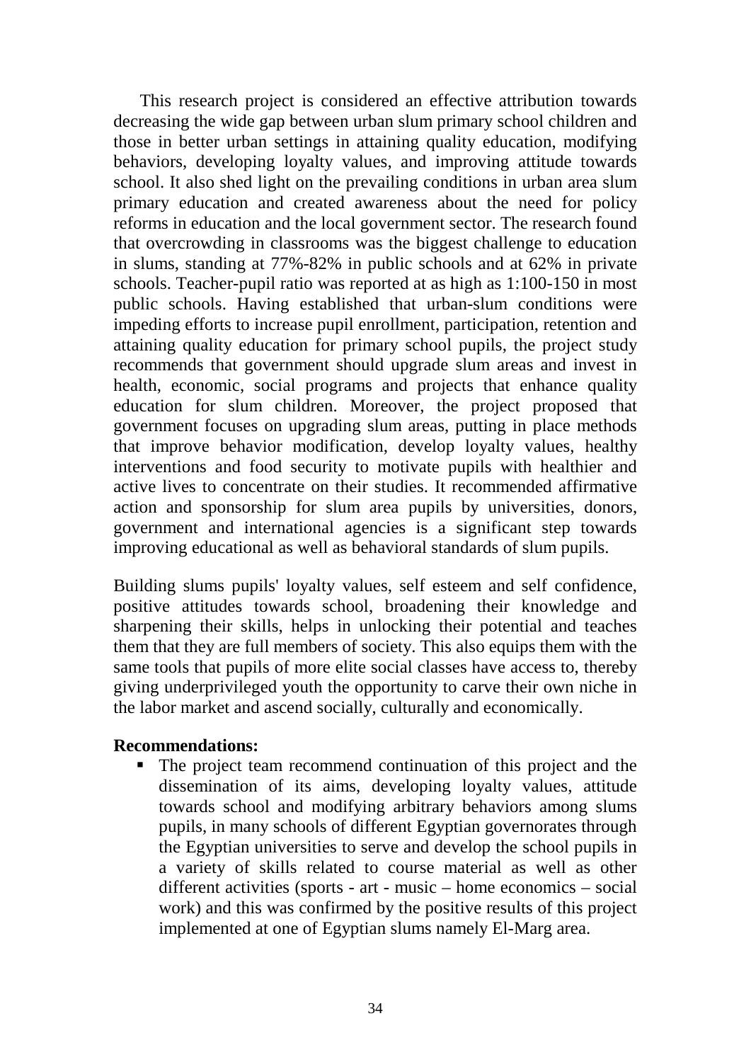This research project is considered an effective attribution towards decreasing the wide gap between urban slum primary school children and those in better urban settings in attaining quality education, modifying behaviors, developing loyalty values, and improving attitude towards school. It also shed light on the prevailing conditions in urban area slum primary education and created awareness about the need for policy reforms in education and the local government sector. The research found that overcrowding in classrooms was the biggest challenge to education in slums, standing at 77%-82% in public schools and at 62% in private schools. Teacher-pupil ratio was reported at as high as 1:100-150 in most public schools. Having established that urban-slum conditions were impeding efforts to increase pupil enrollment, participation, retention and attaining quality education for primary school pupils, the project study recommends that government should upgrade slum areas and invest in health, economic, social programs and projects that enhance quality education for slum children. Moreover, the project proposed that government focuses on upgrading slum areas, putting in place methods that improve behavior modification, develop loyalty values, healthy interventions and food security to motivate pupils with healthier and active lives to concentrate on their studies. It recommended affirmative action and sponsorship for slum area pupils by universities, donors, government and international agencies is a significant step towards improving educational as well as behavioral standards of slum pupils.

Building slums pupils' loyalty values, self esteem and self confidence, positive attitudes towards school, broadening their knowledge and sharpening their skills, helps in unlocking their potential and teaches them that they are full members of society. This also equips them with the same tools that pupils of more elite social classes have access to, thereby giving underprivileged youth the opportunity to carve their own niche in the labor market and ascend socially, culturally and economically.

**Recommendations:**

- The project team recommend continuation of this project and the dissemination of its aims, developing loyalty values, attitude towards school and modifying arbitrary behaviors among slums pupils, in many schools of different Egyptian governorates through the Egyptian universities to serve and develop the school pupils in a variety of skills related to course material as well as other different activities (sports - art - music – home economics – social work) and this was confirmed by the positive results of this project implemented at one of Egyptian slums namely El-Marg area.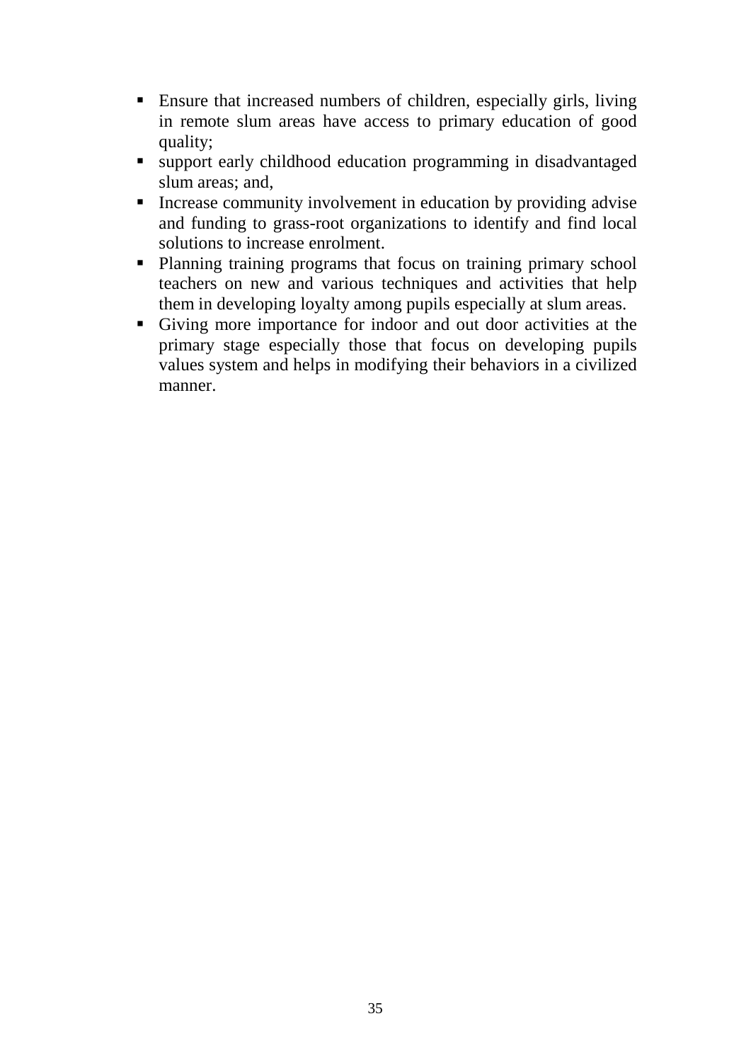- Ensure that increased numbers of children, especially girls, living in remote slum areas have access to primary education of good quality;
- support early childhood education programming in disadvantaged slum areas; and,
- Increase community involvement in education by providing advise and funding to grass-root organizations to identify and find local solutions to increase enrolment.
- Planning training programs that focus on training primary school teachers on new and various techniques and activities that help them in developing loyalty among pupils especially at slum areas.
- Giving more importance for indoor and out door activities at the primary stage especially those that focus on developing pupils values system and helps in modifying their behaviors in a civilized manner.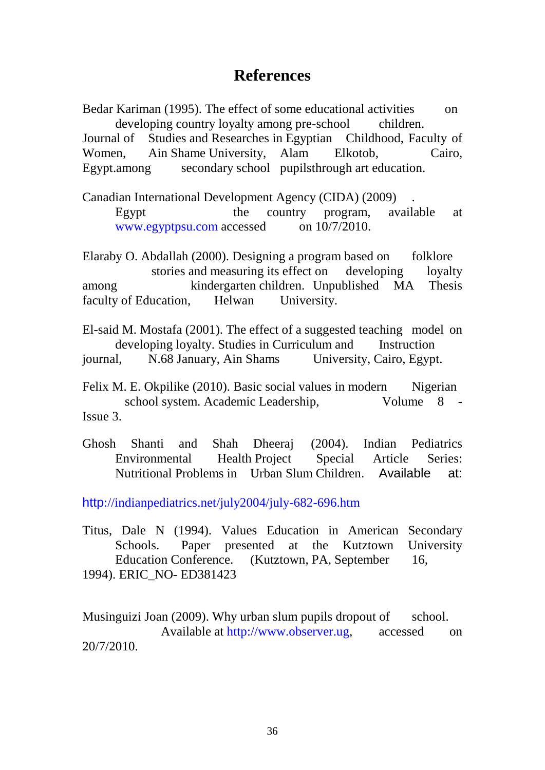# References

Bedar Kariman (1995). The effect of some educational activities on developing country loyalty among pre-school children. Journal of Studies and Researches in Egyptian Childhood, Faculty of Women, Ain Shame University, Alam Elkotob, Cairo, Egypt.among secondary school pupilsthrough art education.

Canadian International Development Agency (CIDA) (2009) . Egypt the country program, available at www.egyptpsu.com accessed on 10/7/2010.

Elaraby O. Abdallah (2000). Designing a program based on folklore stories and measuring its effect on developing loyalty among kindergarten children. Unpublished MA Thesis faculty of Education, Helwan University.

El-said M. Mostafa (2001). The effect of a suggested teaching model on developing loyalty. Studies in Curriculum and Instruction journal, N.68 January, Ain Shams University, Cairo, Egypt.

Felix M. E. Okpilike (2010). Basic social values in modern Nigerian school system. Academic Leadership, Volume 8 - Issue 3.

Ghosh Shanti and Shah Dheeraj (2004). Indian Pediatrics Environmental Health Project Special Article Series: Nutritional Problems in Urban Slum Children. Available at:

http://indianpediatrics.net/july2004/july-682-696.htm

Titus, Dale N (1994). Values Education in American Secondary Schools. Paper presented at the Kutztown University Education Conference. (Kutztown, PA, September 16, 1994). ERIC_NO- ED381423

Musinguizi Joan (2009). Why urban slum pupils dropout of school. Available at http://www.observer.ug, accessed on 20/7/2010.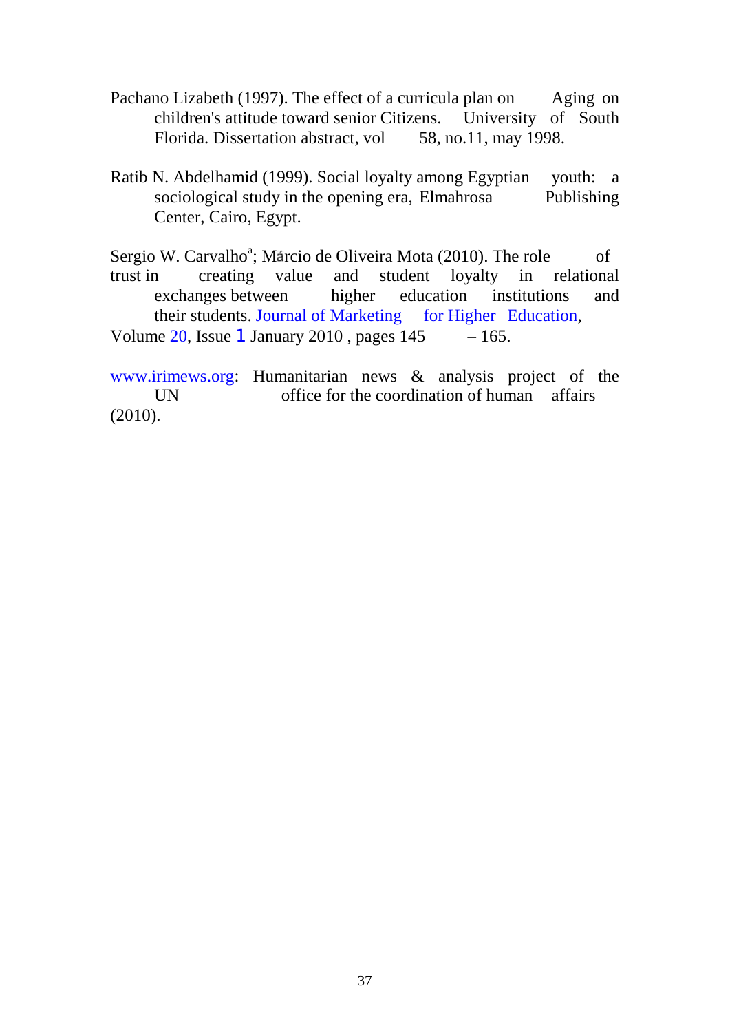Pachano Lizabeth (1997). The effect of a curricula plan on Aging on children's attitude toward senior Citizens. University of South Florida. Dissertation abstract, vol 58, no.11, may 1998.

Ratib N. Abdelhamid (1999). Social loyalty among Egyptian youth: a sociological study in the opening era, Elmahrosa Publishing Center, Cairo, Egypt.

Sergio W. Carvalho[a]; Márcio de Oliveira Mota (2010). The role of trust in creating value and student loyalty in relational exchanges between higher education institutions and their students. Journal of Marketing for Higher Education, Volume 20, Issue 1 January 2010 , pages 145 – 165.

www.irimews.org: Humanitarian news & analysis project of the UN office for the coordination of human affairs (2010).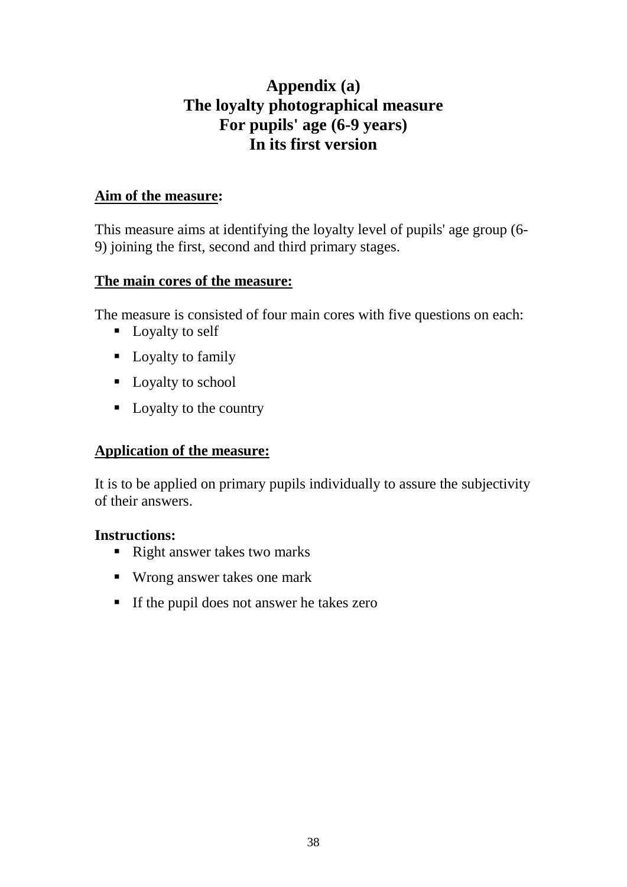# Appendix (a)
# The loyalty photographical measure
# For pupils' age (6-9 years)
# In its first version

**Aim of the measure:**

This measure aims at identifying the loyalty level of pupils' age group (6-9) joining the first, second and third primary stages.

**The main cores of the measure:**

The measure is consisted of four main cores with five questions on each:

- Loyalty to self
- Loyalty to family
- Loyalty to school
- Loyalty to the country

**Application of the measure:**

It is to be applied on primary pupils individually to assure the subjectivity of their answers.

**Instructions:**

- Right answer takes two marks
- Wrong answer takes one mark
- If the pupil does not answer he takes zero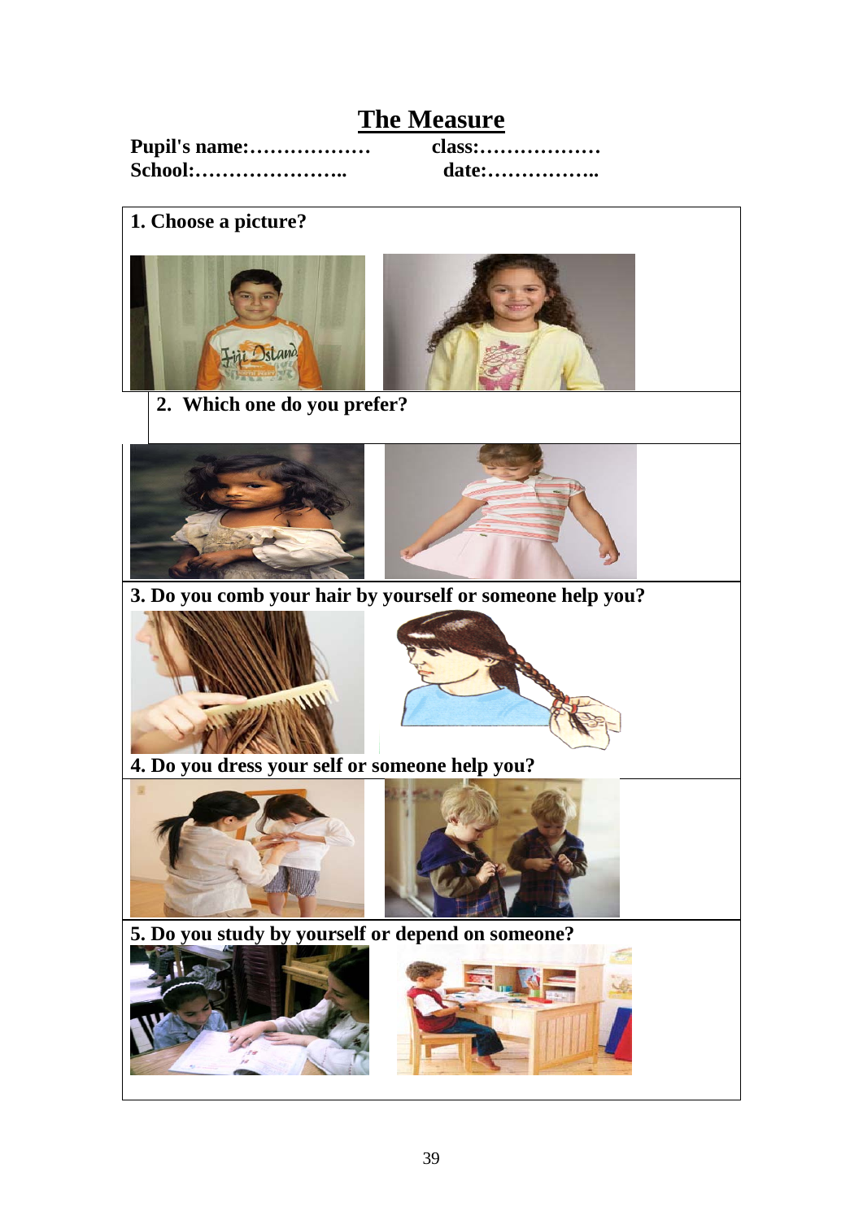# The Measure

**Pupil's name:………………** **class:………………**
**School:…………………..** **date:……………..**

**1. Choose a picture?**

**2. Which one do you prefer?**

**3. Do you comb your hair by yourself or someone help you?**

**4. Do you dress your self or someone help you?**

**5. Do you study by yourself or depend on someone?**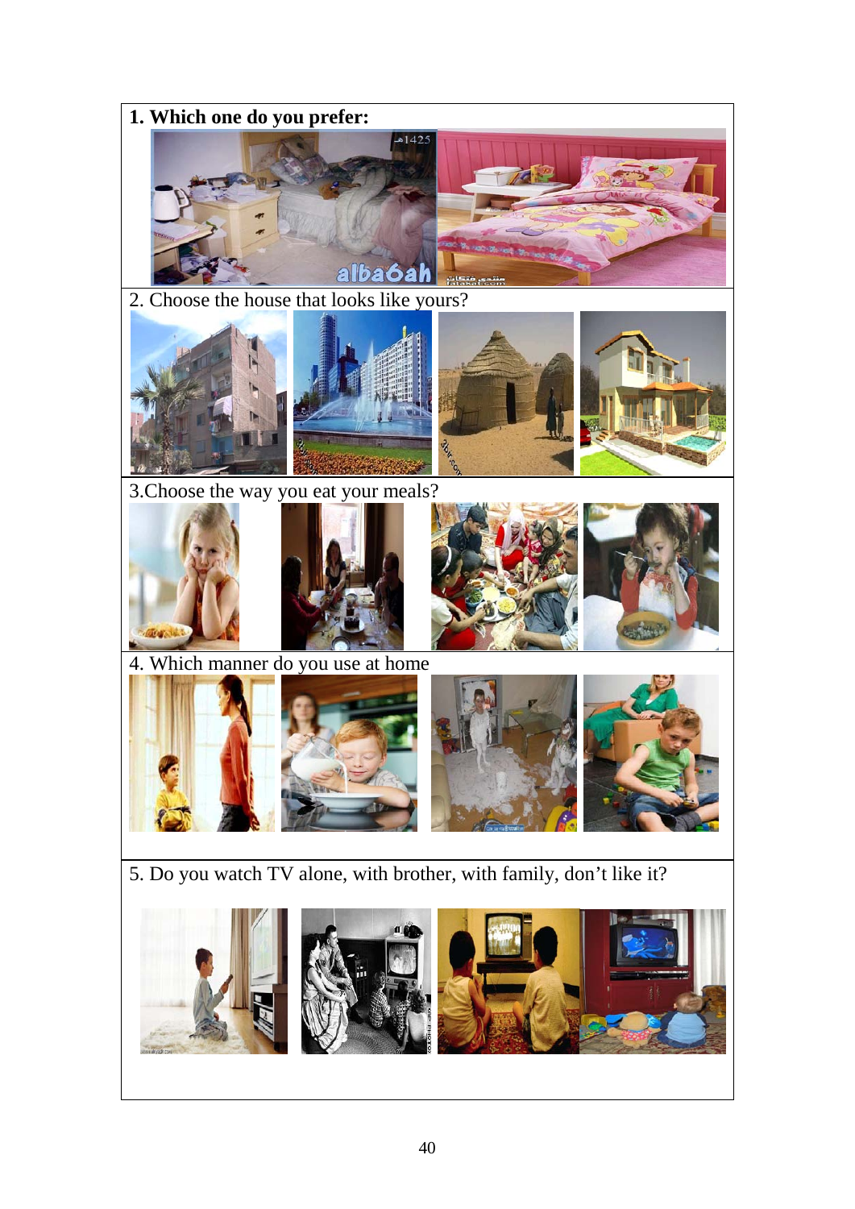**1. Which one do you prefer:**

2. Choose the house that looks like yours?

3.Choose the way you eat your meals?

4. Which manner do you use at home

5. Do you watch TV alone, with brother, with family, don't like it?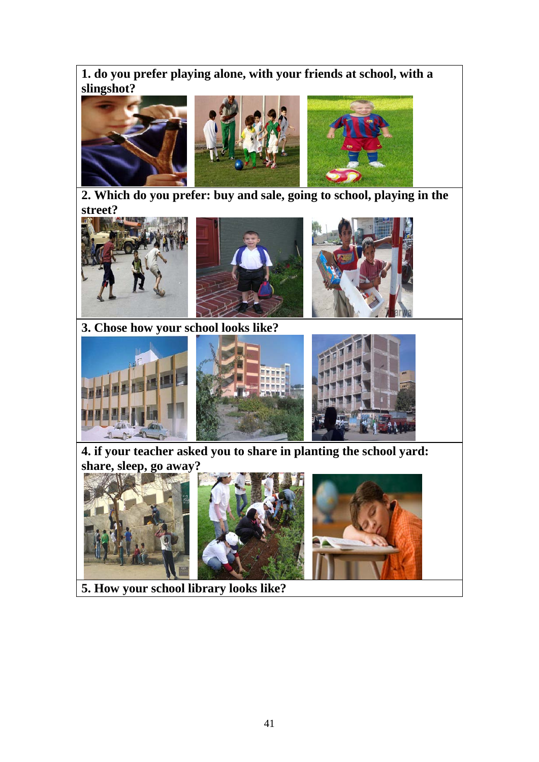**1. do you prefer playing alone, with your friends at school, with a slingshot?**

**2. Which do you prefer: buy and sale, going to school, playing in the street?**

**3. Chose how your school looks like?**

**4. if your teacher asked you to share in planting the school yard: share, sleep, go away?**

**5. How your school library looks like?**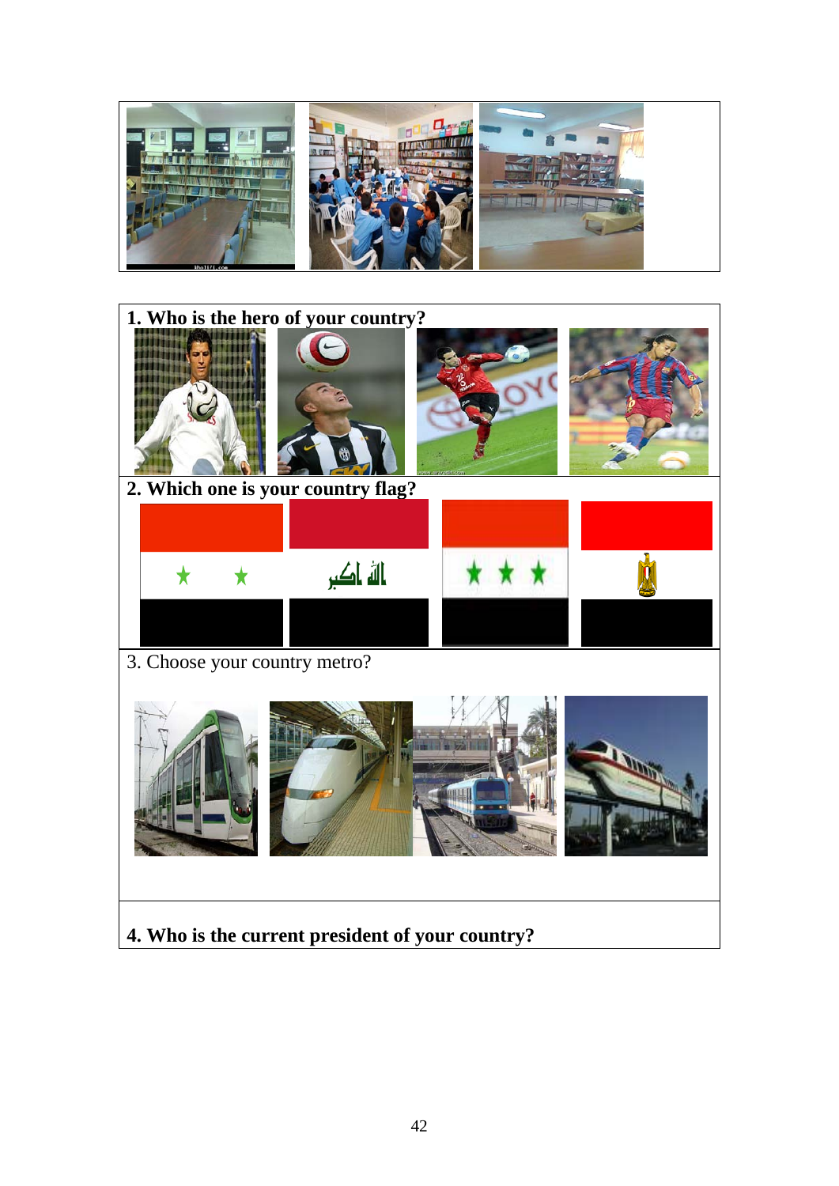**1. Who is the hero of your country?**

**2. Which one is your country flag?**

3. Choose your country metro?

**4. Who is the current president of your country?**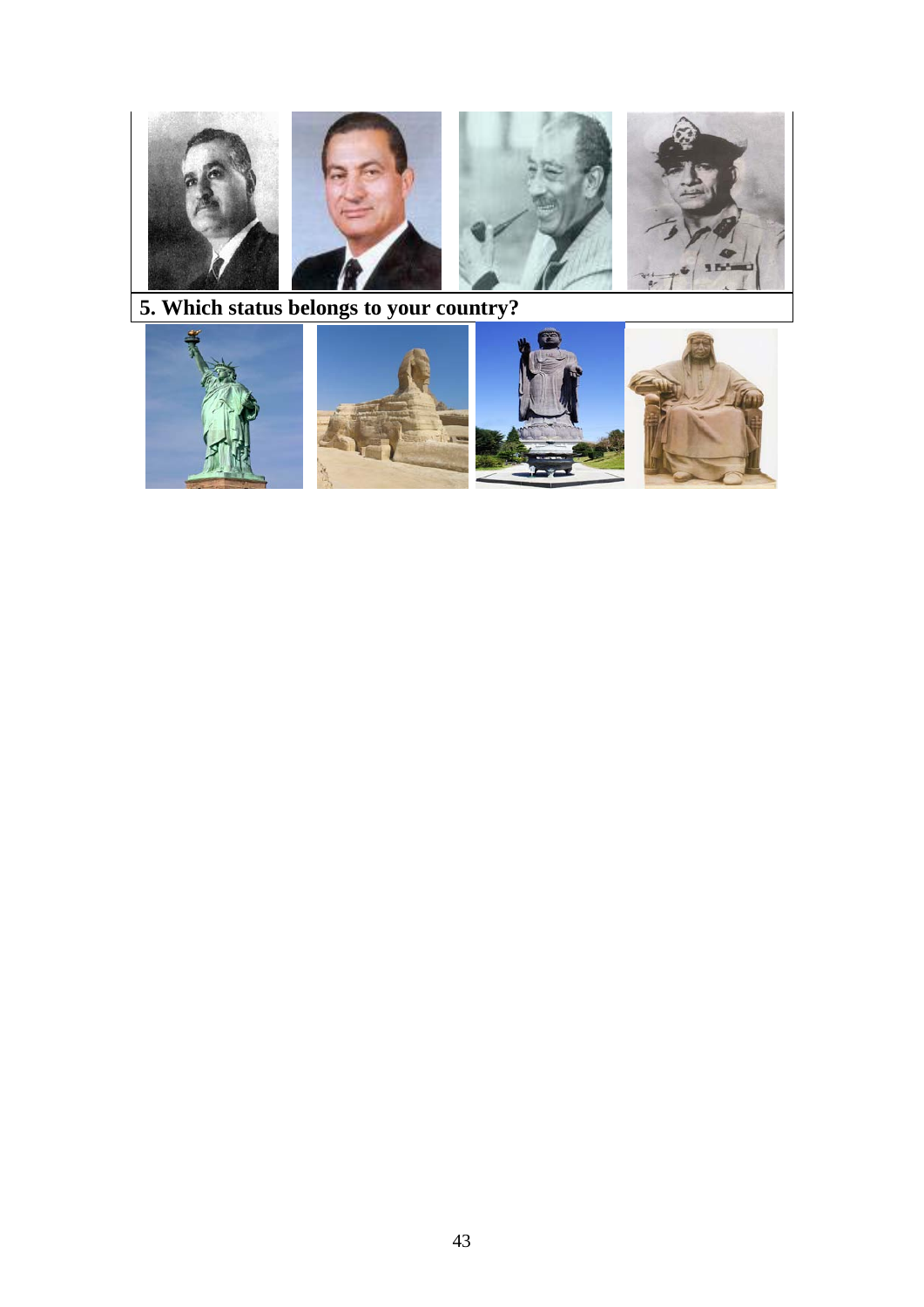**5. Which status belongs to your country?**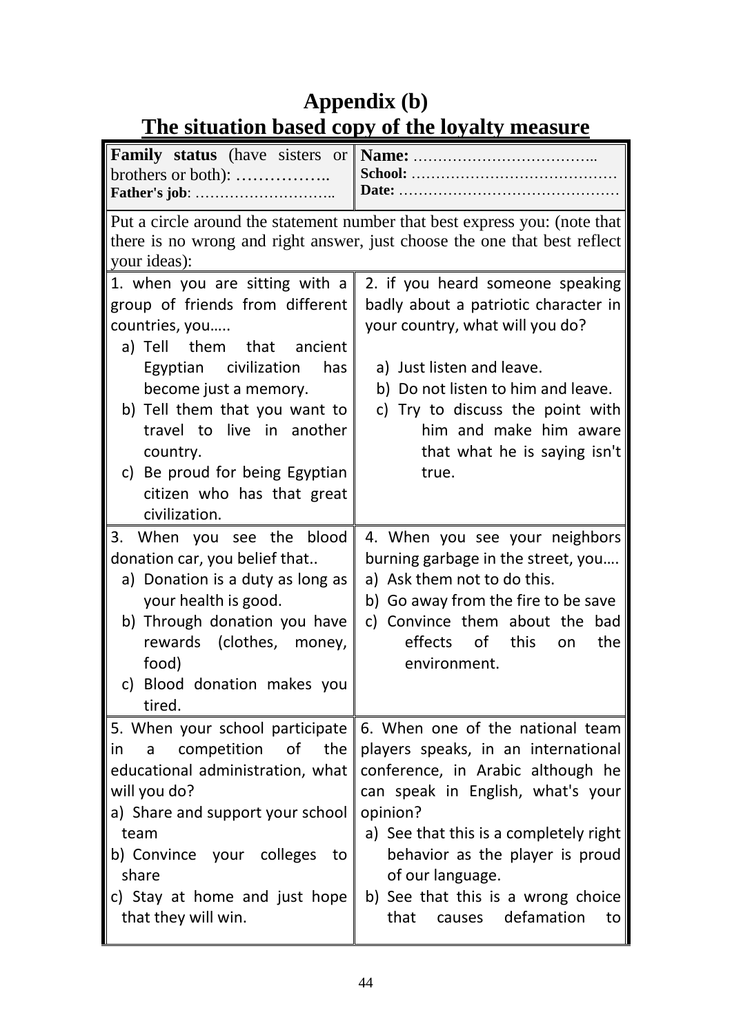# Appendix (b)

## The situation based copy of the loyalty measure

| **Family status** (have sisters or brothers or both): …………….. **Father's job**: ……………………….. | **Name:** ……………………………….. **School:** …………………………………… **Date:** ……………………………………… |
|---|---|
| Put a circle around the statement number that best express you: (note that there is no wrong and right answer, just choose the one that best reflect your ideas): | |
| 1. when you are sitting with a group of friends from different countries, you….. a) Tell them that ancient Egyptian civilization has become just a memory. b) Tell them that you want to travel to live in another country. c) Be proud for being Egyptian citizen who has that great civilization. | 2. if you heard someone speaking badly about a patriotic character in your country, what will you do? a) Just listen and leave. b) Do not listen to him and leave. c) Try to discuss the point with him and make him aware that what he is saying isn't true. |
| 3. When you see the blood donation car, you belief that.. a) Donation is a duty as long as your health is good. b) Through donation you have rewards (clothes, money, food) c) Blood donation makes you tired. | 4. When you see your neighbors burning garbage in the street, you…. a) Ask them not to do this. b) Go away from the fire to be save c) Convince them about the bad effects of this on the environment. |
| 5. When your school participate in a competition of the educational administration, what will you do? a) Share and support your school team b) Convince your colleges to share c) Stay at home and just hope that they will win. | 6. When one of the national team players speaks, in an international conference, in Arabic although he can speak in English, what's your opinion? a) See that this is a completely right behavior as the player is proud of our language. b) See that this is a wrong choice that causes defamation to |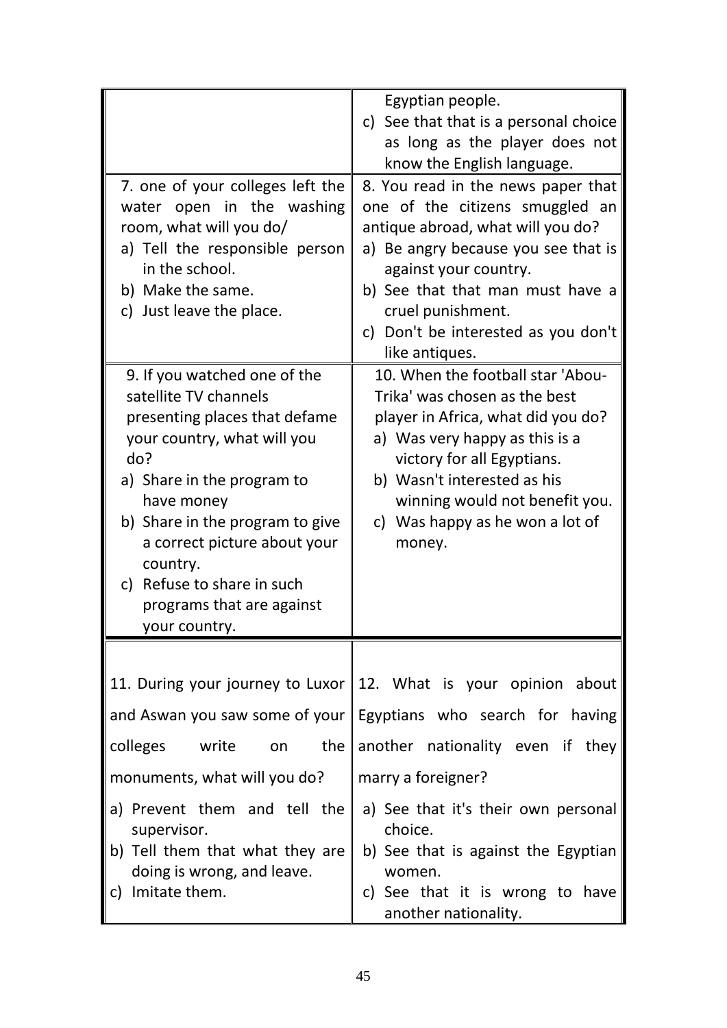| | |
|---|---|
| | Egyptian people.<br>c) See that that is a personal choice as long as the player does not know the English language. |
| 7. one of your colleges left the water open in the washing room, what will you do/<br>a) Tell the responsible person in the school.<br>b) Make the same.<br>c) Just leave the place. | 8. You read in the news paper that one of the citizens smuggled an antique abroad, what will you do?<br>a) Be angry because you see that is against your country.<br>b) See that that man must have a cruel punishment.<br>c) Don't be interested as you don't like antiques. |
| 9. If you watched one of the satellite TV channels presenting places that defame your country, what will you do?<br>a) Share in the program to have money<br>b) Share in the program to give a correct picture about your country.<br>c) Refuse to share in such programs that are against your country. | 10. When the football star 'Abou-Trika' was chosen as the best player in Africa, what did you do?<br>a) Was very happy as this is a victory for all Egyptians.<br>b) Wasn't interested as his winning would not benefit you.<br>c) Was happy as he won a lot of money. |

| | |
|---|---|
| 11. During your journey to Luxor and Aswan you saw some of your colleges write on the monuments, what will you do?<br>a) Prevent them and tell the supervisor.<br>b) Tell them that what they are doing is wrong, and leave.<br>c) Imitate them. | 12. What is your opinion about Egyptians who search for having another nationality even if they marry a foreigner?<br>a) See that it's their own personal choice.<br>b) See that is against the Egyptian women.<br>c) See that it is wrong to have another nationality. |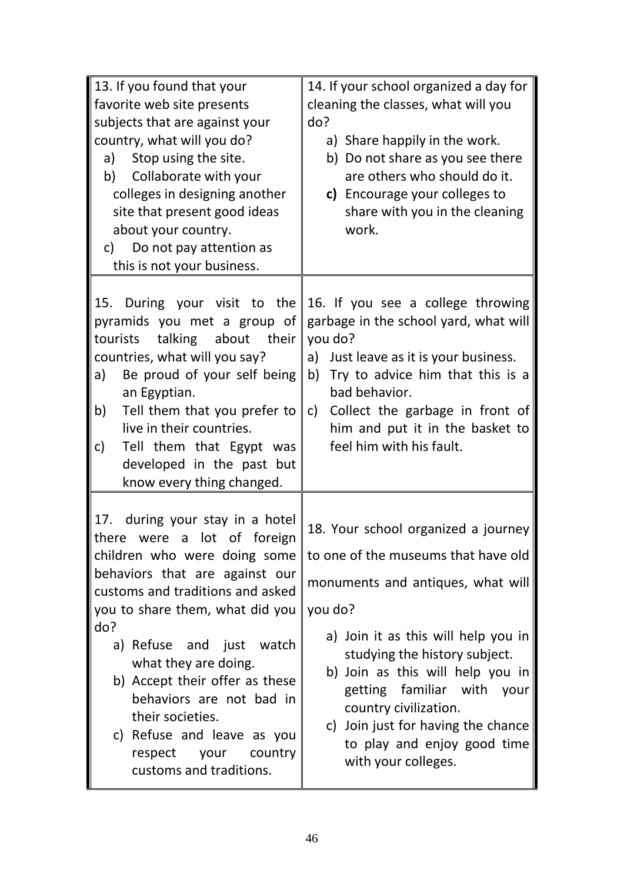13. If you found that your favorite web site presents subjects that are against your country, what will you do?

a) Stop using the site.
b) Collaborate with your colleges in designing another site that present good ideas about your country.
c) Do not pay attention as this is not your business.

14. If your school organized a day for cleaning the classes, what will you do?

a) Share happily in the work.
b) Do not share as you see there are others who should do it.
**c)** Encourage your colleges to share with you in the cleaning work.

15. During your visit to the pyramids you met a group of tourists talking about their countries, what will you say?

a) Be proud of your self being an Egyptian.
b) Tell them that you prefer to live in their countries.
c) Tell them that Egypt was developed in the past but know every thing changed.

16. If you see a college throwing garbage in the school yard, what will you do?

a) Just leave as it is your business.
b) Try to advice him that this is a bad behavior.
c) Collect the garbage in front of him and put it in the basket to feel him with his fault.

17. during your stay in a hotel there were a lot of foreign children who were doing some behaviors that are against our customs and traditions and asked you to share them, what did you do?

a) Refuse and just watch what they are doing.
b) Accept their offer as these behaviors are not bad in their societies.
c) Refuse and leave as you respect your country customs and traditions.

18. Your school organized a journey to one of the museums that have old monuments and antiques, what will you do?

a) Join it as this will help you in studying the history subject.
b) Join as this will help you in getting familiar with your country civilization.
c) Join just for having the chance to play and enjoy good time with your colleges.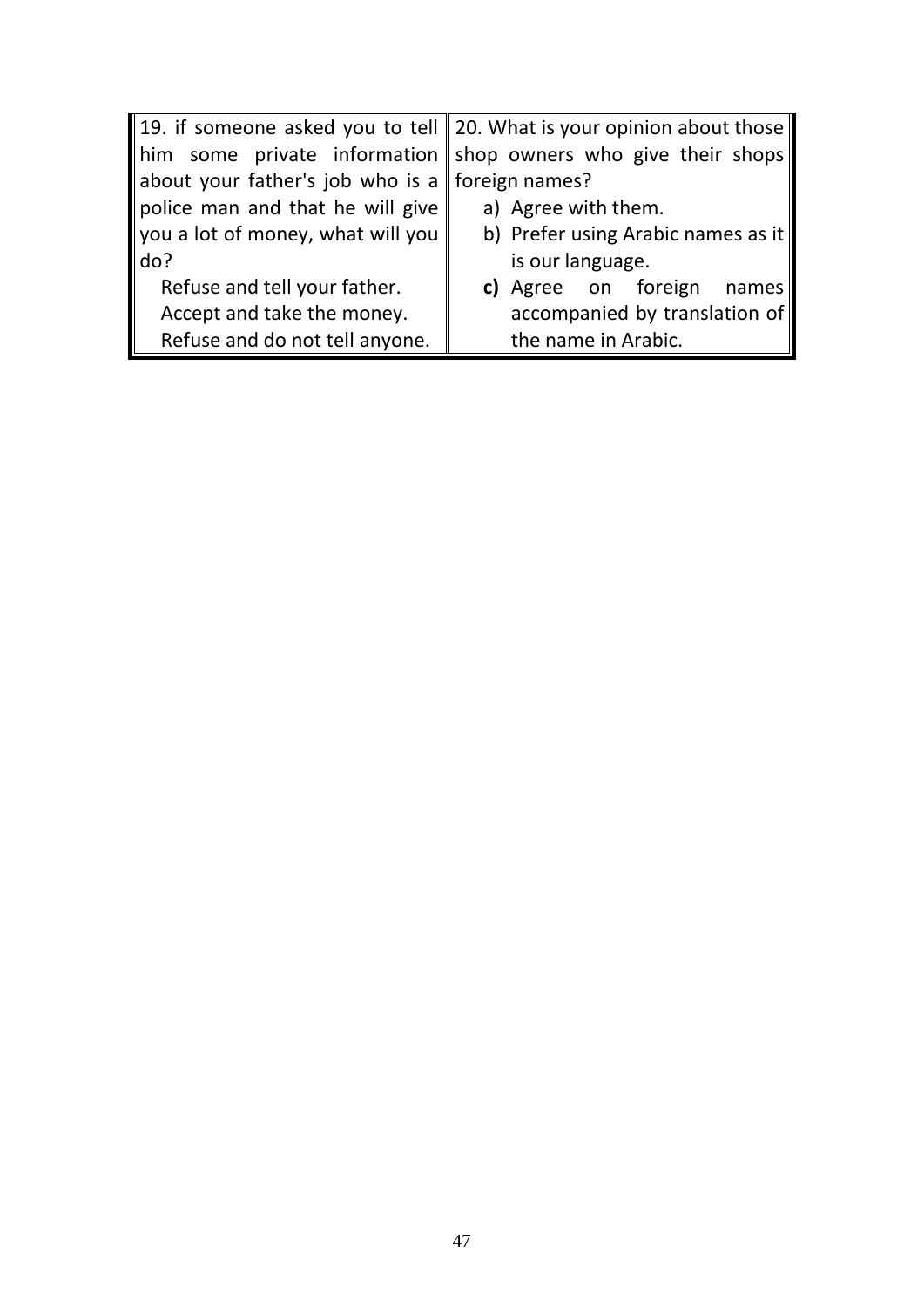| | |
|---|---|
| 19. if someone asked you to tell him some private information about your father's job who is a police man and that he will give you a lot of money, what will you do?<br>Refuse and tell your father.<br>Accept and take the money.<br>Refuse and do not tell anyone. | 20. What is your opinion about those shop owners who give their shops foreign names?<br>a) Agree with them.<br>b) Prefer using Arabic names as it is our language.<br>**c)** Agree on foreign names accompanied by translation of the name in Arabic. |